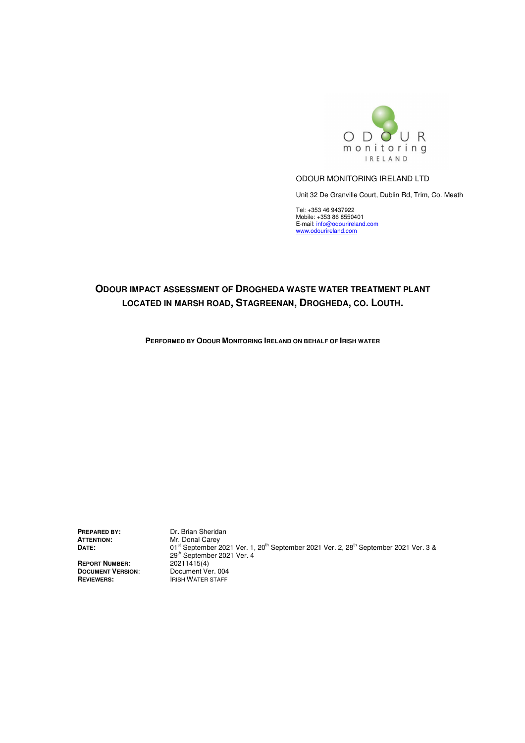ODOUR monitoring IRELAND

ODOUR MONITORING IRELAND LTD

Unit 32 De Granville Court, Dublin Rd, Trim, Co. Meath

Tel: +353 46 9437922
Mobile: +353 86 8550401
E-mail: info@odourireland.com
www.odourireland.com

# ODOUR IMPACT ASSESSMENT OF DROGHEDA WASTE WATER TREATMENT PLANT LOCATED IN MARSH ROAD, STAGREENAN, DROGHEDA, CO. LOUTH.

**PERFORMED BY ODOUR MONITORING IRELAND ON BEHALF OF IRISH WATER**

| | |
|---|---|
| **PREPARED BY:** | Dr. Brian Sheridan |
| **ATTENTION:** | Mr. Donal Carey |
| **DATE:** | 01st September 2021 Ver. 1, 20th September 2021 Ver. 2, 28th September 2021 Ver. 3 & 29th September 2021 Ver. 4 |
| **REPORT NUMBER:** | 20211415(4) |
| **DOCUMENT VERSION:** | Document Ver. 004 |
| **REVIEWERS:** | IRISH WATER STAFF |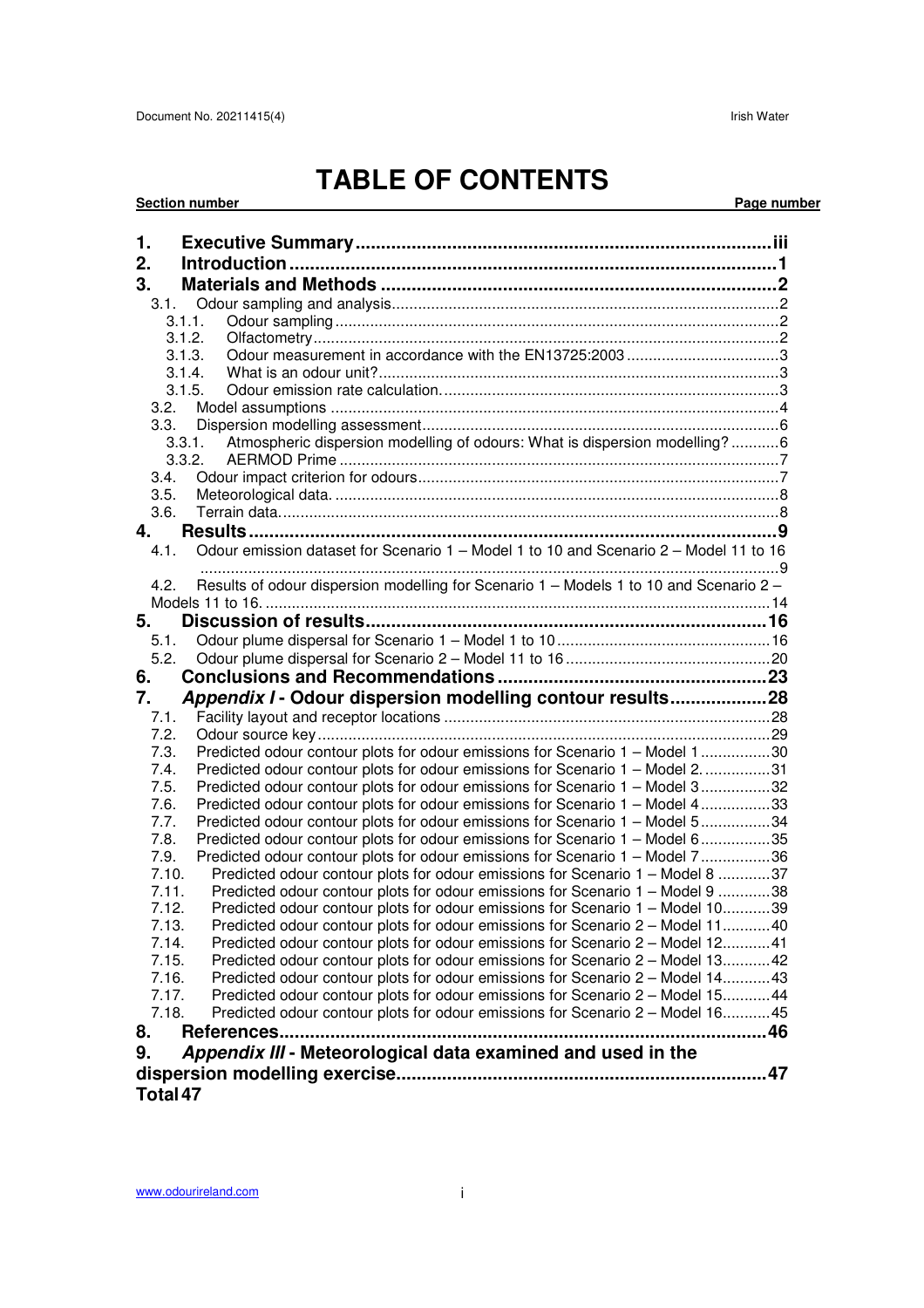# TABLE OF CONTENTS

**Section number** **Page number**

1. **Executive Summary** ..... iii
2. **Introduction** ..... 1
3. **Materials and Methods** ..... 2
   - 3.1. Odour sampling and analysis ..... 2
     - 3.1.1. Odour sampling ..... 2
     - 3.1.2. Olfactometry ..... 2
     - 3.1.3. Odour measurement in accordance with the EN13725:2003 ..... 3
     - 3.1.4. What is an odour unit? ..... 3
     - 3.1.5. Odour emission rate calculation. ..... 3
   - 3.2. Model assumptions ..... 4
   - 3.3. Dispersion modelling assessment ..... 6
     - 3.3.1. Atmospheric dispersion modelling of odours: What is dispersion modelling? ..... 6
     - 3.3.2. AERMOD Prime ..... 7
   - 3.4. Odour impact criterion for odours ..... 7
   - 3.5. Meteorological data. ..... 8
   - 3.6. Terrain data. ..... 8
4. **Results** ..... 9
   - 4.1. Odour emission dataset for Scenario 1 – Model 1 to 10 and Scenario 2 – Model 11 to 16 ..... 9
   - 4.2. Results of odour dispersion modelling for Scenario 1 – Models 1 to 10 and Scenario 2 – Models 11 to 16. ..... 14
5. **Discussion of results** ..... 16
   - 5.1. Odour plume dispersal for Scenario 1 – Model 1 to 10 ..... 16
   - 5.2. Odour plume dispersal for Scenario 2 – Model 11 to 16 ..... 20
6. **Conclusions and Recommendations** ..... 23
7. ***Appendix I* - Odour dispersion modelling contour results** ..... 28
   - 7.1. Facility layout and receptor locations ..... 28
   - 7.2. Odour source key ..... 29
   - 7.3. Predicted odour contour plots for odour emissions for Scenario 1 – Model 1 ..... 30
   - 7.4. Predicted odour contour plots for odour emissions for Scenario 1 – Model 2. ..... 31
   - 7.5. Predicted odour contour plots for odour emissions for Scenario 1 – Model 3 ..... 32
   - 7.6. Predicted odour contour plots for odour emissions for Scenario 1 – Model 4 ..... 33
   - 7.7. Predicted odour contour plots for odour emissions for Scenario 1 – Model 5 ..... 34
   - 7.8. Predicted odour contour plots for odour emissions for Scenario 1 – Model 6 ..... 35
   - 7.9. Predicted odour contour plots for odour emissions for Scenario 1 – Model 7 ..... 36
   - 7.10. Predicted odour contour plots for odour emissions for Scenario 1 – Model 8 ..... 37
   - 7.11. Predicted odour contour plots for odour emissions for Scenario 1 – Model 9 ..... 38
   - 7.12. Predicted odour contour plots for odour emissions for Scenario 1 – Model 10 ..... 39
   - 7.13. Predicted odour contour plots for odour emissions for Scenario 2 – Model 11 ..... 40
   - 7.14. Predicted odour contour plots for odour emissions for Scenario 2 – Model 12 ..... 41
   - 7.15. Predicted odour contour plots for odour emissions for Scenario 2 – Model 13 ..... 42
   - 7.16. Predicted odour contour plots for odour emissions for Scenario 2 – Model 14 ..... 43
   - 7.17. Predicted odour contour plots for odour emissions for Scenario 2 – Model 15 ..... 44
   - 7.18. Predicted odour contour plots for odour emissions for Scenario 2 – Model 16 ..... 45
8. **References** ..... 46
9. ***Appendix III* - Meteorological data examined and used in the dispersion modelling exercise** ..... 47

**Total 47**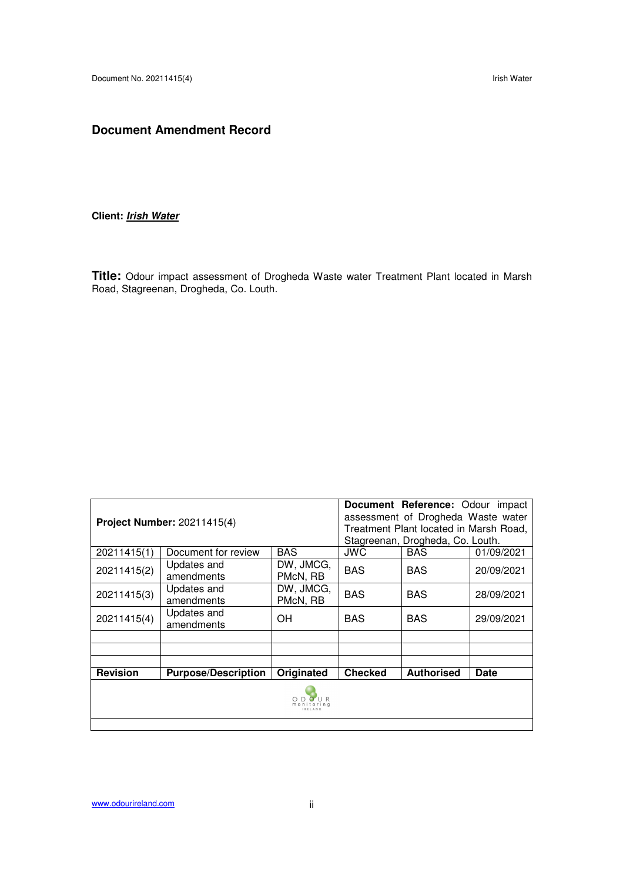## Document Amendment Record

**Client:** ***Irish Water***

**Title:** Odour impact assessment of Drogheda Waste water Treatment Plant located in Marsh Road, Stagreenan, Drogheda, Co. Louth.

| **Project Number:** 20211415(4) | | | **Document Reference:** Odour impact assessment of Drogheda Waste water Treatment Plant located in Marsh Road, Stagreenan, Drogheda, Co. Louth. | | |
|---|---|---|---|---|---|
| 20211415(1) | Document for review | BAS | JWC | BAS | 01/09/2021 |
| 20211415(2) | Updates and amendments | DW, JMCG, PMcN, RB | BAS | BAS | 20/09/2021 |
| 20211415(3) | Updates and amendments | DW, JMCG, PMcN, RB | BAS | BAS | 28/09/2021 |
| 20211415(4) | Updates and amendments | OH | BAS | BAS | 29/09/2021 |
| | | | | | |
| | | | | | |
| | | | | | |
| **Revision** | **Purpose/Description** | **Originated** | **Checked** | **Authorised** | **Date** |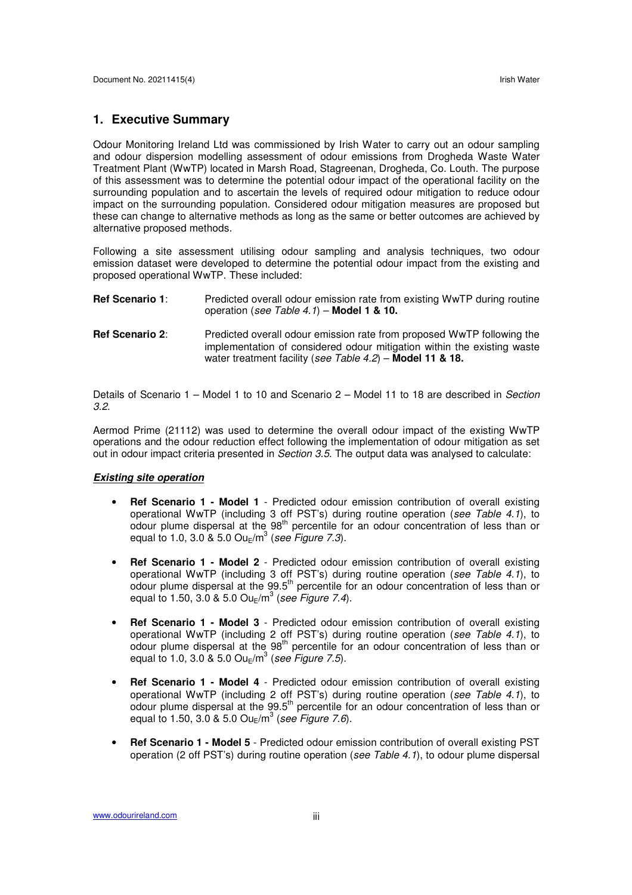# 1. Executive Summary

Odour Monitoring Ireland Ltd was commissioned by Irish Water to carry out an odour sampling and odour dispersion modelling assessment of odour emissions from Drogheda Waste Water Treatment Plant (WwTP) located in Marsh Road, Stagreenan, Drogheda, Co. Louth. The purpose of this assessment was to determine the potential odour impact of the operational facility on the surrounding population and to ascertain the levels of required odour mitigation to reduce odour impact on the surrounding population. Considered odour mitigation measures are proposed but these can change to alternative methods as long as the same or better outcomes are achieved by alternative proposed methods.

Following a site assessment utilising odour sampling and analysis techniques, two odour emission dataset were developed to determine the potential odour impact from the existing and proposed operational WwTP. These included:

**Ref Scenario 1**: Predicted overall odour emission rate from existing WwTP during routine operation (*see Table 4.1*) – **Model 1 & 10.**

**Ref Scenario 2**: Predicted overall odour emission rate from proposed WwTP following the implementation of considered odour mitigation within the existing waste water treatment facility (*see Table 4.2*) – **Model 11 & 18.**

Details of Scenario 1 – Model 1 to 10 and Scenario 2 – Model 11 to 18 are described in *Section 3.2*.

Aermod Prime (21112) was used to determine the overall odour impact of the existing WwTP operations and the odour reduction effect following the implementation of odour mitigation as set out in odour impact criteria presented in *Section 3.5*. The output data was analysed to calculate:

***Existing site operation***

- **Ref Scenario 1 - Model 1** - Predicted odour emission contribution of overall existing operational WwTP (including 3 off PST's) during routine operation (*see Table 4.1*), to odour plume dispersal at the 98$^{th}$ percentile for an odour concentration of less than or equal to 1.0, 3.0 & 5.0 $Ou_E/m^3$ (*see Figure 7.3*).

- **Ref Scenario 1 - Model 2** - Predicted odour emission contribution of overall existing operational WwTP (including 3 off PST's) during routine operation (*see Table 4.1*), to odour plume dispersal at the 99.5$^{th}$ percentile for an odour concentration of less than or equal to 1.50, 3.0 & 5.0 $Ou_E/m^3$ (*see Figure 7.4*).

- **Ref Scenario 1 - Model 3** - Predicted odour emission contribution of overall existing operational WwTP (including 2 off PST's) during routine operation (*see Table 4.1*), to odour plume dispersal at the 98$^{th}$ percentile for an odour concentration of less than or equal to 1.0, 3.0 & 5.0 $Ou_E/m^3$ (*see Figure 7.5*).

- **Ref Scenario 1 - Model 4** - Predicted odour emission contribution of overall existing operational WwTP (including 2 off PST's) during routine operation (*see Table 4.1*), to odour plume dispersal at the 99.5$^{th}$ percentile for an odour concentration of less than or equal to 1.50, 3.0 & 5.0 $Ou_E/m^3$ (*see Figure 7.6*).

- **Ref Scenario 1 - Model 5** - Predicted odour emission contribution of overall existing PST operation (2 off PST's) during routine operation (*see Table 4.1*), to odour plume dispersal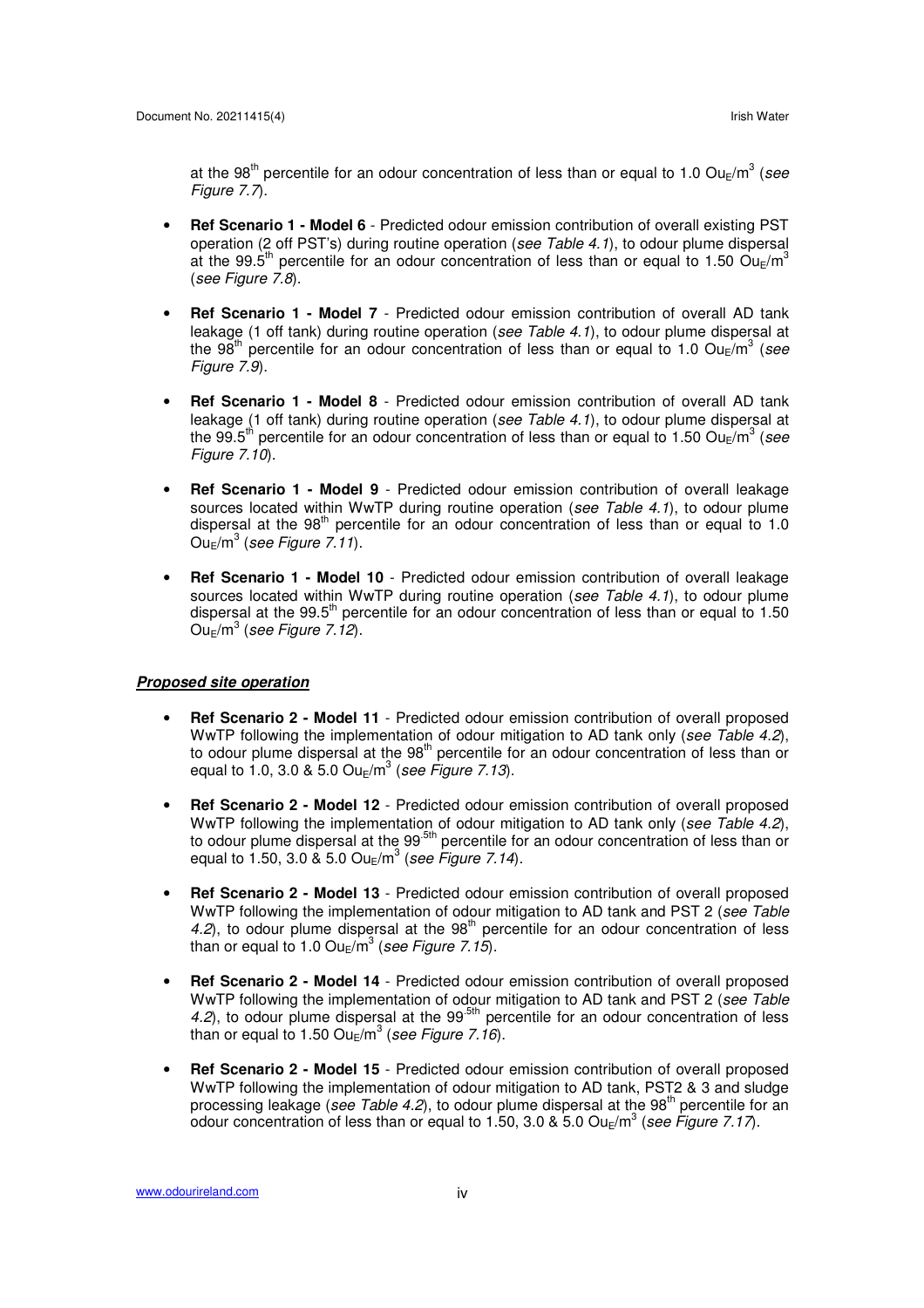at the 98th percentile for an odour concentration of less than or equal to 1.0 $Ou_E/m^3$ (*see Figure 7.7*).

- **Ref Scenario 1 - Model 6** - Predicted odour emission contribution of overall existing PST operation (2 off PST's) during routine operation (*see Table 4.1*), to odour plume dispersal at the 99.5th percentile for an odour concentration of less than or equal to 1.50 $Ou_E/m^3$ (*see Figure 7.8*).

- **Ref Scenario 1 - Model 7** - Predicted odour emission contribution of overall AD tank leakage (1 off tank) during routine operation (*see Table 4.1*), to odour plume dispersal at the 98th percentile for an odour concentration of less than or equal to 1.0 $Ou_E/m^3$ (*see Figure 7.9*).

- **Ref Scenario 1 - Model 8** - Predicted odour emission contribution of overall AD tank leakage (1 off tank) during routine operation (*see Table 4.1*), to odour plume dispersal at the 99.5th percentile for an odour concentration of less than or equal to 1.50 $Ou_E/m^3$ (*see Figure 7.10*).

- **Ref Scenario 1 - Model 9** - Predicted odour emission contribution of overall leakage sources located within WwTP during routine operation (*see Table 4.1*), to odour plume dispersal at the 98th percentile for an odour concentration of less than or equal to 1.0 $Ou_E/m^3$ (*see Figure 7.11*).

- **Ref Scenario 1 - Model 10** - Predicted odour emission contribution of overall leakage sources located within WwTP during routine operation (*see Table 4.1*), to odour plume dispersal at the 99.5th percentile for an odour concentration of less than or equal to 1.50 $Ou_E/m^3$ (*see Figure 7.12*).

***Proposed site operation***

- **Ref Scenario 2 - Model 11** - Predicted odour emission contribution of overall proposed WwTP following the implementation of odour mitigation to AD tank only (*see Table 4.2*), to odour plume dispersal at the 98th percentile for an odour concentration of less than or equal to 1.0, 3.0 & 5.0 $Ou_E/m^3$ (*see Figure 7.13*).

- **Ref Scenario 2 - Model 12** - Predicted odour emission contribution of overall proposed WwTP following the implementation of odour mitigation to AD tank only (*see Table 4.2*), to odour plume dispersal at the 99.5th percentile for an odour concentration of less than or equal to 1.50, 3.0 & 5.0 $Ou_E/m^3$ (*see Figure 7.14*).

- **Ref Scenario 2 - Model 13** - Predicted odour emission contribution of overall proposed WwTP following the implementation of odour mitigation to AD tank and PST 2 (*see Table 4.2*), to odour plume dispersal at the 98th percentile for an odour concentration of less than or equal to 1.0 $Ou_E/m^3$ (*see Figure 7.15*).

- **Ref Scenario 2 - Model 14** - Predicted odour emission contribution of overall proposed WwTP following the implementation of odour mitigation to AD tank and PST 2 (*see Table 4.2*), to odour plume dispersal at the 99.5th percentile for an odour concentration of less than or equal to 1.50 $Ou_E/m^3$ (*see Figure 7.16*).

- **Ref Scenario 2 - Model 15** - Predicted odour emission contribution of overall proposed WwTP following the implementation of odour mitigation to AD tank, PST2 & 3 and sludge processing leakage (*see Table 4.2*), to odour plume dispersal at the 98th percentile for an odour concentration of less than or equal to 1.50, 3.0 & 5.0 $Ou_E/m^3$ (*see Figure 7.17*).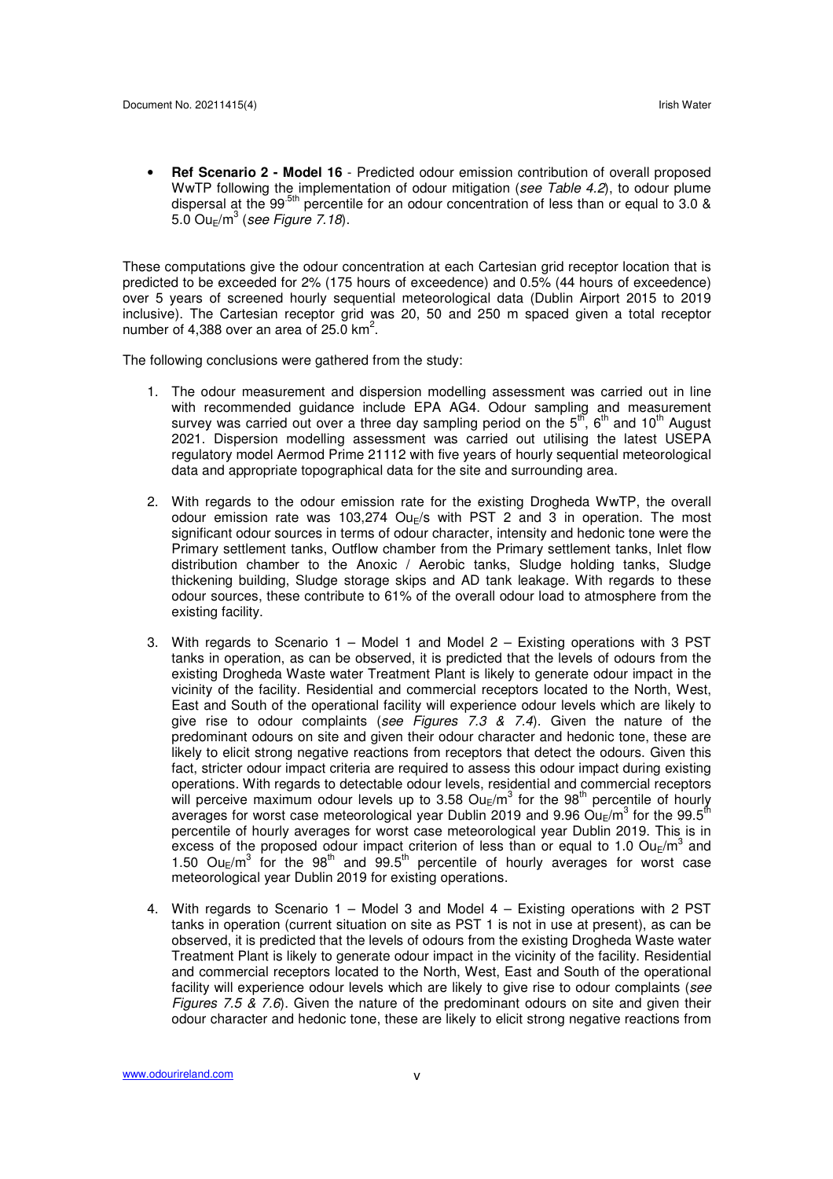- **Ref Scenario 2 - Model 16** - Predicted odour emission contribution of overall proposed WwTP following the implementation of odour mitigation (*see Table 4.2*), to odour plume dispersal at the 99.5th percentile for an odour concentration of less than or equal to 3.0 & 5.0 $Ou_E/m^3$ (*see Figure 7.18*).

These computations give the odour concentration at each Cartesian grid receptor location that is predicted to be exceeded for 2% (175 hours of exceedence) and 0.5% (44 hours of exceedence) over 5 years of screened hourly sequential meteorological data (Dublin Airport 2015 to 2019 inclusive). The Cartesian receptor grid was 20, 50 and 250 m spaced given a total receptor number of 4,388 over an area of 25.0 $km^2$.

The following conclusions were gathered from the study:

1. The odour measurement and dispersion modelling assessment was carried out in line with recommended guidance include EPA AG4. Odour sampling and measurement survey was carried out over a three day sampling period on the 5th, 6th and 10th August 2021. Dispersion modelling assessment was carried out utilising the latest USEPA regulatory model Aermod Prime 21112 with five years of hourly sequential meteorological data and appropriate topographical data for the site and surrounding area.

2. With regards to the odour emission rate for the existing Drogheda WwTP, the overall odour emission rate was 103,274 $Ou_E/s$ with PST 2 and 3 in operation. The most significant odour sources in terms of odour character, intensity and hedonic tone were the Primary settlement tanks, Outflow chamber from the Primary settlement tanks, Inlet flow distribution chamber to the Anoxic / Aerobic tanks, Sludge holding tanks, Sludge thickening building, Sludge storage skips and AD tank leakage. With regards to these odour sources, these contribute to 61% of the overall odour load to atmosphere from the existing facility.

3. With regards to Scenario 1 – Model 1 and Model 2 – Existing operations with 3 PST tanks in operation, as can be observed, it is predicted that the levels of odours from the existing Drogheda Waste water Treatment Plant is likely to generate odour impact in the vicinity of the facility. Residential and commercial receptors located to the North, West, East and South of the operational facility will experience odour levels which are likely to give rise to odour complaints (*see Figures 7.3 & 7.4*). Given the nature of the predominant odours on site and given their odour character and hedonic tone, these are likely to elicit strong negative reactions from receptors that detect the odours. Given this fact, stricter odour impact criteria are required to assess this odour impact during existing operations. With regards to detectable odour levels, residential and commercial receptors will perceive maximum odour levels up to 3.58 $Ou_E/m^3$ for the 98th percentile of hourly averages for worst case meteorological year Dublin 2019 and 9.96 $Ou_E/m^3$ for the 99.5th percentile of hourly averages for worst case meteorological year Dublin 2019. This is in excess of the proposed odour impact criterion of less than or equal to 1.0 $Ou_E/m^3$ and 1.50 $Ou_E/m^3$ for the 98th and 99.5th percentile of hourly averages for worst case meteorological year Dublin 2019 for existing operations.

4. With regards to Scenario 1 – Model 3 and Model 4 – Existing operations with 2 PST tanks in operation (current situation on site as PST 1 is not in use at present), as can be observed, it is predicted that the levels of odours from the existing Drogheda Waste water Treatment Plant is likely to generate odour impact in the vicinity of the facility. Residential and commercial receptors located to the North, West, East and South of the operational facility will experience odour levels which are likely to give rise to odour complaints (*see Figures 7.5 & 7.6*). Given the nature of the predominant odours on site and given their odour character and hedonic tone, these are likely to elicit strong negative reactions from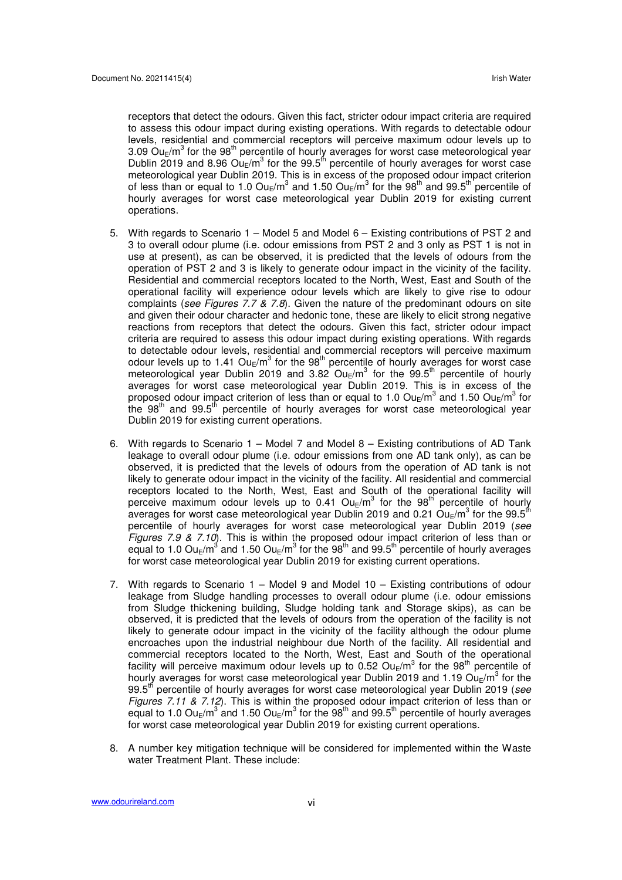receptors that detect the odours. Given this fact, stricter odour impact criteria are required to assess this odour impact during existing operations. With regards to detectable odour levels, residential and commercial receptors will perceive maximum odour levels up to 3.09 $Ou_E/m^3$ for the 98$^{th}$ percentile of hourly averages for worst case meteorological year Dublin 2019 and 8.96 $Ou_E/m^3$ for the 99.5$^{th}$ percentile of hourly averages for worst case meteorological year Dublin 2019. This is in excess of the proposed odour impact criterion of less than or equal to 1.0 $Ou_E/m^3$ and 1.50 $Ou_E/m^3$ for the 98$^{th}$ and 99.5$^{th}$ percentile of hourly averages for worst case meteorological year Dublin 2019 for existing current operations.

5. With regards to Scenario 1 – Model 5 and Model 6 – Existing contributions of PST 2 and 3 to overall odour plume (i.e. odour emissions from PST 2 and 3 only as PST 1 is not in use at present), as can be observed, it is predicted that the levels of odours from the operation of PST 2 and 3 is likely to generate odour impact in the vicinity of the facility. Residential and commercial receptors located to the North, West, East and South of the operational facility will experience odour levels which are likely to give rise to odour complaints (*see Figures 7.7 & 7.8*). Given the nature of the predominant odours on site and given their odour character and hedonic tone, these are likely to elicit strong negative reactions from receptors that detect the odours. Given this fact, stricter odour impact criteria are required to assess this odour impact during existing operations. With regards to detectable odour levels, residential and commercial receptors will perceive maximum odour levels up to 1.41 $Ou_E/m^3$ for the 98$^{th}$ percentile of hourly averages for worst case meteorological year Dublin 2019 and 3.82 $Ou_E/m^3$ for the 99.5$^{th}$ percentile of hourly averages for worst case meteorological year Dublin 2019. This is in excess of the proposed odour impact criterion of less than or equal to 1.0 $Ou_E/m^3$ and 1.50 $Ou_E/m^3$ for the 98$^{th}$ and 99.5$^{th}$ percentile of hourly averages for worst case meteorological year Dublin 2019 for existing current operations.

6. With regards to Scenario 1 – Model 7 and Model 8 – Existing contributions of AD Tank leakage to overall odour plume (i.e. odour emissions from one AD tank only), as can be observed, it is predicted that the levels of odours from the operation of AD tank is not likely to generate odour impact in the vicinity of the facility. All residential and commercial receptors located to the North, West, East and South of the operational facility will perceive maximum odour levels up to 0.41 $Ou_E/m^3$ for the 98$^{th}$ percentile of hourly averages for worst case meteorological year Dublin 2019 and 0.21 $Ou_E/m^3$ for the 99.5$^{th}$ percentile of hourly averages for worst case meteorological year Dublin 2019 (*see Figures 7.9 & 7.10*). This is within the proposed odour impact criterion of less than or equal to 1.0 $Ou_E/m^3$ and 1.50 $Ou_E/m^3$ for the 98$^{th}$ and 99.5$^{th}$ percentile of hourly averages for worst case meteorological year Dublin 2019 for existing current operations.

7. With regards to Scenario 1 – Model 9 and Model 10 – Existing contributions of odour leakage from Sludge handling processes to overall odour plume (i.e. odour emissions from Sludge thickening building, Sludge holding tank and Storage skips), as can be observed, it is predicted that the levels of odours from the operation of the facility is not likely to generate odour impact in the vicinity of the facility although the odour plume encroaches upon the industrial neighbour due North of the facility. All residential and commercial receptors located to the North, West, East and South of the operational facility will perceive maximum odour levels up to 0.52 $Ou_E/m^3$ for the 98$^{th}$ percentile of hourly averages for worst case meteorological year Dublin 2019 and 1.19 $Ou_E/m^3$ for the 99.5$^{th}$ percentile of hourly averages for worst case meteorological year Dublin 2019 (*see Figures 7.11 & 7.12*). This is within the proposed odour impact criterion of less than or equal to 1.0 $Ou_E/m^3$ and 1.50 $Ou_E/m^3$ for the 98$^{th}$ and 99.5$^{th}$ percentile of hourly averages for worst case meteorological year Dublin 2019 for existing current operations.

8. A number key mitigation technique will be considered for implemented within the Waste water Treatment Plant. These include: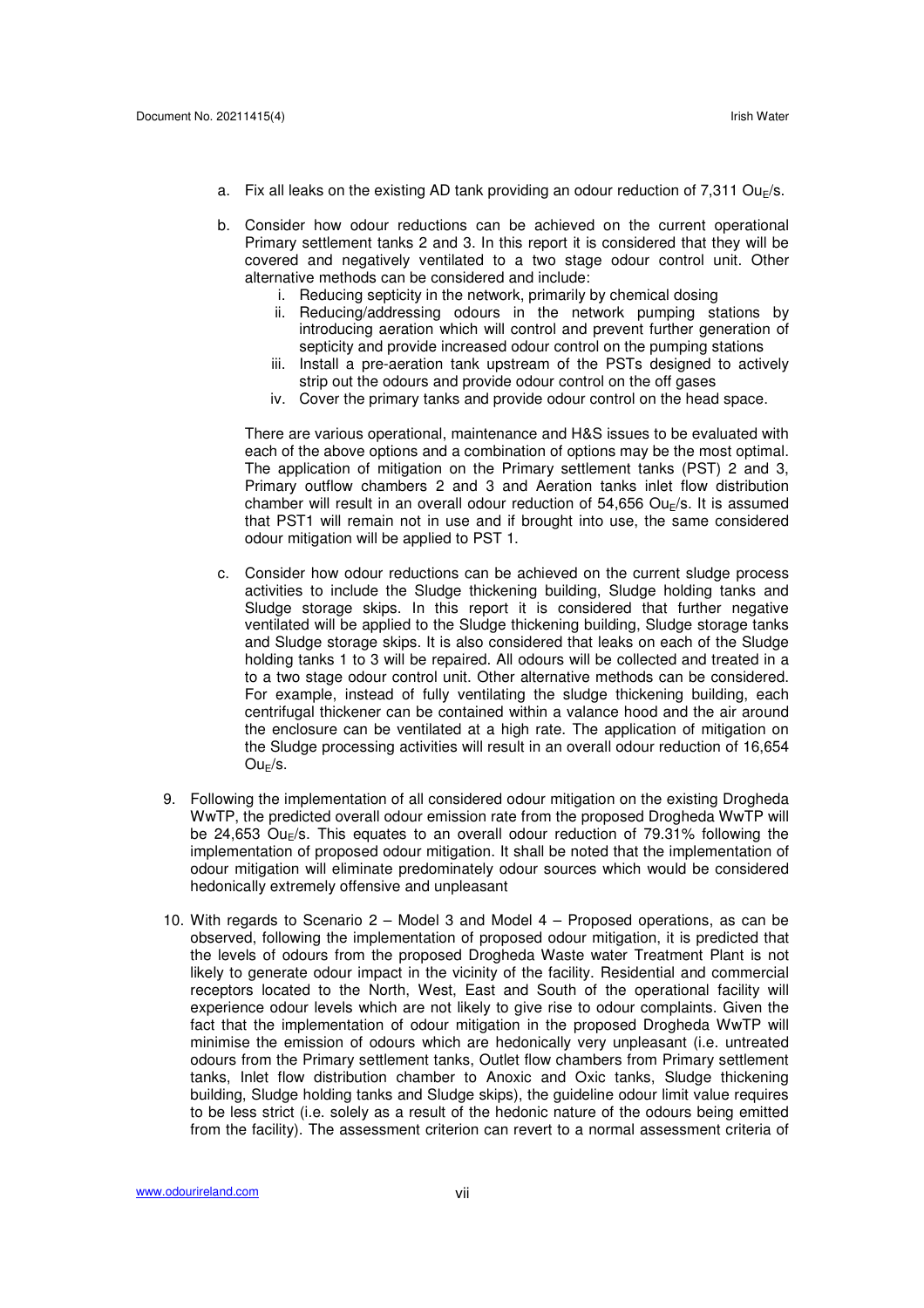a. Fix all leaks on the existing AD tank providing an odour reduction of 7,311 $Ou_E$/s.

b. Consider how odour reductions can be achieved on the current operational Primary settlement tanks 2 and 3. In this report it is considered that they will be covered and negatively ventilated to a two stage odour control unit. Other alternative methods can be considered and include:
   i. Reducing septicity in the network, primarily by chemical dosing
   ii. Reducing/addressing odours in the network pumping stations by introducing aeration which will control and prevent further generation of septicity and provide increased odour control on the pumping stations
   iii. Install a pre-aeration tank upstream of the PSTs designed to actively strip out the odours and provide odour control on the off gases
   iv. Cover the primary tanks and provide odour control on the head space.

   There are various operational, maintenance and H&S issues to be evaluated with each of the above options and a combination of options may be the most optimal. The application of mitigation on the Primary settlement tanks (PST) 2 and 3, Primary outflow chambers 2 and 3 and Aeration tanks inlet flow distribution chamber will result in an overall odour reduction of 54,656 $Ou_E$/s. It is assumed that PST1 will remain not in use and if brought into use, the same considered odour mitigation will be applied to PST 1.

c. Consider how odour reductions can be achieved on the current sludge process activities to include the Sludge thickening building, Sludge holding tanks and Sludge storage skips. In this report it is considered that further negative ventilated will be applied to the Sludge thickening building, Sludge storage tanks and Sludge storage skips. It is also considered that leaks on each of the Sludge holding tanks 1 to 3 will be repaired. All odours will be collected and treated in a to a two stage odour control unit. Other alternative methods can be considered. For example, instead of fully ventilating the sludge thickening building, each centrifugal thickener can be contained within a valance hood and the air around the enclosure can be ventilated at a high rate. The application of mitigation on the Sludge processing activities will result in an overall odour reduction of 16,654 $Ou_E$/s.

9. Following the implementation of all considered odour mitigation on the existing Drogheda WwTP, the predicted overall odour emission rate from the proposed Drogheda WwTP will be 24,653 $Ou_E$/s. This equates to an overall odour reduction of 79.31% following the implementation of proposed odour mitigation. It shall be noted that the implementation of odour mitigation will eliminate predominately odour sources which would be considered hedonically extremely offensive and unpleasant

10. With regards to Scenario 2 – Model 3 and Model 4 – Proposed operations, as can be observed, following the implementation of proposed odour mitigation, it is predicted that the levels of odours from the proposed Drogheda Waste water Treatment Plant is not likely to generate odour impact in the vicinity of the facility. Residential and commercial receptors located to the North, West, East and South of the operational facility will experience odour levels which are not likely to give rise to odour complaints. Given the fact that the implementation of odour mitigation in the proposed Drogheda WwTP will minimise the emission of odours which are hedonically very unpleasant (i.e. untreated odours from the Primary settlement tanks, Outlet flow chambers from Primary settlement tanks, Inlet flow distribution chamber to Anoxic and Oxic tanks, Sludge thickening building, Sludge holding tanks and Sludge skips), the guideline odour limit value requires to be less strict (i.e. solely as a result of the hedonic nature of the odours being emitted from the facility). The assessment criterion can revert to a normal assessment criteria of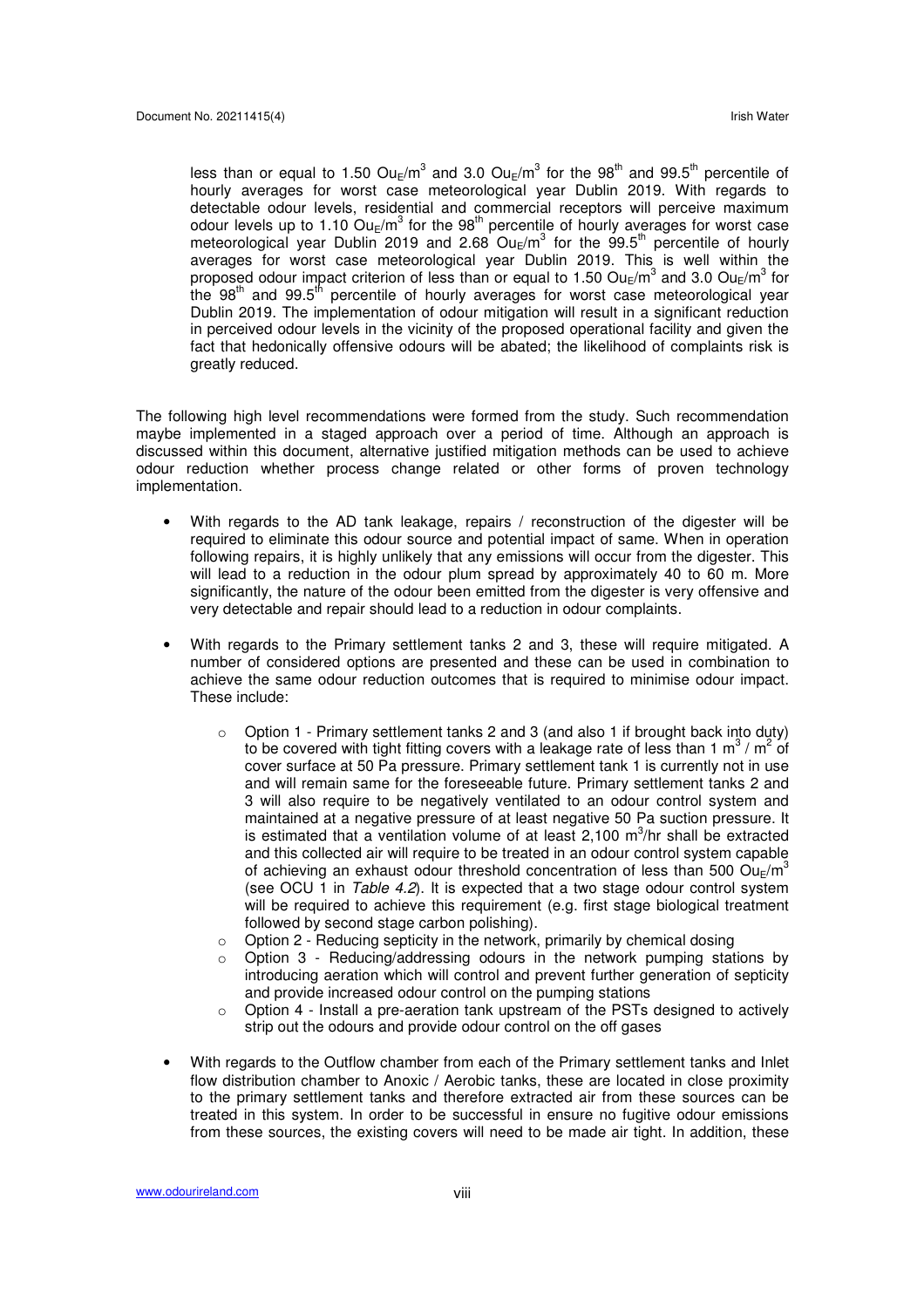less than or equal to 1.50 $Ou_E/m^3$ and 3.0 $Ou_E/m^3$ for the 98$^{th}$ and 99.5$^{th}$ percentile of hourly averages for worst case meteorological year Dublin 2019. With regards to detectable odour levels, residential and commercial receptors will perceive maximum odour levels up to 1.10 $Ou_E/m^3$ for the 98$^{th}$ percentile of hourly averages for worst case meteorological year Dublin 2019 and 2.68 $Ou_E/m^3$ for the 99.5$^{th}$ percentile of hourly averages for worst case meteorological year Dublin 2019. This is well within the proposed odour impact criterion of less than or equal to 1.50 $Ou_E/m^3$ and 3.0 $Ou_E/m^3$ for the 98$^{th}$ and 99.5$^{th}$ percentile of hourly averages for worst case meteorological year Dublin 2019. The implementation of odour mitigation will result in a significant reduction in perceived odour levels in the vicinity of the proposed operational facility and given the fact that hedonically offensive odours will be abated; the likelihood of complaints risk is greatly reduced.

The following high level recommendations were formed from the study. Such recommendation maybe implemented in a staged approach over a period of time. Although an approach is discussed within this document, alternative justified mitigation methods can be used to achieve odour reduction whether process change related or other forms of proven technology implementation.

- With regards to the AD tank leakage, repairs / reconstruction of the digester will be required to eliminate this odour source and potential impact of same. When in operation following repairs, it is highly unlikely that any emissions will occur from the digester. This will lead to a reduction in the odour plum spread by approximately 40 to 60 m. More significantly, the nature of the odour been emitted from the digester is very offensive and very detectable and repair should lead to a reduction in odour complaints.

- With regards to the Primary settlement tanks 2 and 3, these will require mitigated. A number of considered options are presented and these can be used in combination to achieve the same odour reduction outcomes that is required to minimise odour impact. These include:

    - Option 1 - Primary settlement tanks 2 and 3 (and also 1 if brought back into duty) to be covered with tight fitting covers with a leakage rate of less than 1 $m^3$ / $m^2$ of cover surface at 50 Pa pressure. Primary settlement tank 1 is currently not in use and will remain same for the foreseeable future. Primary settlement tanks 2 and 3 will also require to be negatively ventilated to an odour control system and maintained at a negative pressure of at least negative 50 Pa suction pressure. It is estimated that a ventilation volume of at least 2,100 $m^3$/hr shall be extracted and this collected air will require to be treated in an odour control system capable of achieving an exhaust odour threshold concentration of less than 500 $Ou_E/m^3$ (see OCU 1 in *Table 4.2*). It is expected that a two stage odour control system will be required to achieve this requirement (e.g. first stage biological treatment followed by second stage carbon polishing).
    - Option 2 - Reducing septicity in the network, primarily by chemical dosing
    - Option 3 - Reducing/addressing odours in the network pumping stations by introducing aeration which will control and prevent further generation of septicity and provide increased odour control on the pumping stations
    - Option 4 - Install a pre-aeration tank upstream of the PSTs designed to actively strip out the odours and provide odour control on the off gases

- With regards to the Outflow chamber from each of the Primary settlement tanks and Inlet flow distribution chamber to Anoxic / Aerobic tanks, these are located in close proximity to the primary settlement tanks and therefore extracted air from these sources can be treated in this system. In order to be successful in ensure no fugitive odour emissions from these sources, the existing covers will need to be made air tight. In addition, these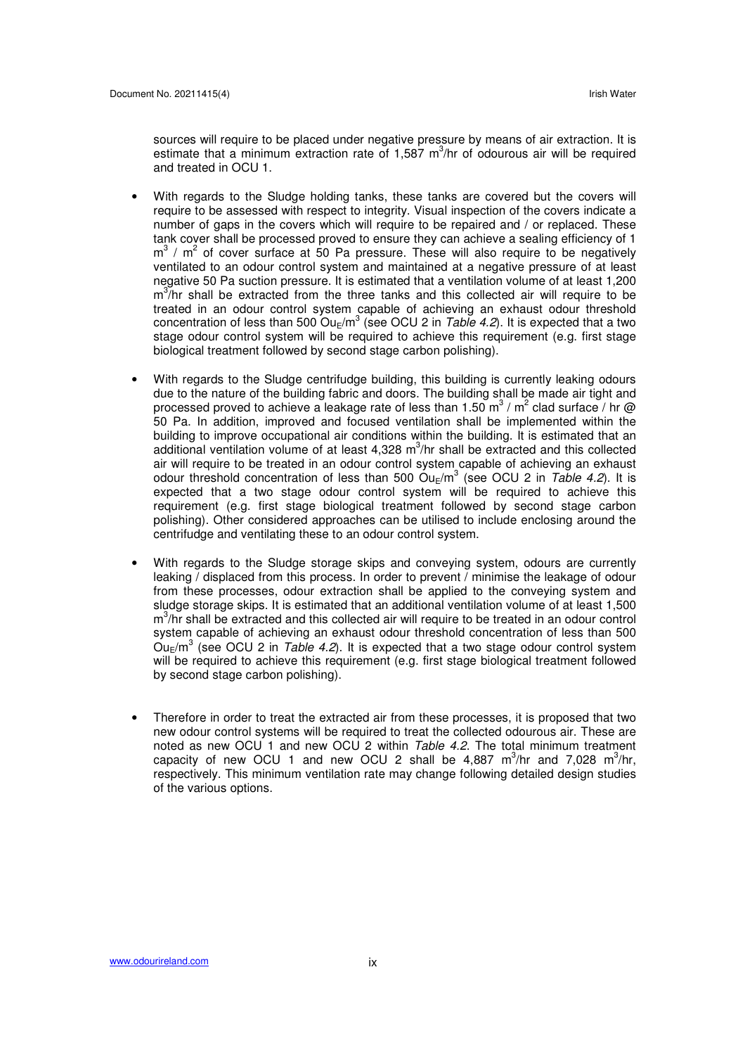sources will require to be placed under negative pressure by means of air extraction. It is estimate that a minimum extraction rate of 1,587 $m^3$/hr of odourous air will be required and treated in OCU 1.

- With regards to the Sludge holding tanks, these tanks are covered but the covers will require to be assessed with respect to integrity. Visual inspection of the covers indicate a number of gaps in the covers which will require to be repaired and / or replaced. These tank cover shall be processed proved to ensure they can achieve a sealing efficiency of 1 $m^3$ / $m^2$ of cover surface at 50 Pa pressure. These will also require to be negatively ventilated to an odour control system and maintained at a negative pressure of at least negative 50 Pa suction pressure. It is estimated that a ventilation volume of at least 1,200 $m^3$/hr shall be extracted from the three tanks and this collected air will require to be treated in an odour control system capable of achieving an exhaust odour threshold concentration of less than 500 $Ou_E/m^3$ (see OCU 2 in *Table 4.2*). It is expected that a two stage odour control system will be required to achieve this requirement (e.g. first stage biological treatment followed by second stage carbon polishing).

- With regards to the Sludge centrifudge building, this building is currently leaking odours due to the nature of the building fabric and doors. The building shall be made air tight and processed proved to achieve a leakage rate of less than 1.50 $m^3$ / $m^2$ clad surface / hr @ 50 Pa. In addition, improved and focused ventilation shall be implemented within the building to improve occupational air conditions within the building. It is estimated that an additional ventilation volume of at least 4,328 $m^3$/hr shall be extracted and this collected air will require to be treated in an odour control system capable of achieving an exhaust odour threshold concentration of less than 500 $Ou_E/m^3$ (see OCU 2 in *Table 4.2*). It is expected that a two stage odour control system will be required to achieve this requirement (e.g. first stage biological treatment followed by second stage carbon polishing). Other considered approaches can be utilised to include enclosing around the centrifudge and ventilating these to an odour control system.

- With regards to the Sludge storage skips and conveying system, odours are currently leaking / displaced from this process. In order to prevent / minimise the leakage of odour from these processes, odour extraction shall be applied to the conveying system and sludge storage skips. It is estimated that an additional ventilation volume of at least 1,500 $m^3$/hr shall be extracted and this collected air will require to be treated in an odour control system capable of achieving an exhaust odour threshold concentration of less than 500 $Ou_E/m^3$ (see OCU 2 in *Table 4.2*). It is expected that a two stage odour control system will be required to achieve this requirement (e.g. first stage biological treatment followed by second stage carbon polishing).

- Therefore in order to treat the extracted air from these processes, it is proposed that two new odour control systems will be required to treat the collected odourous air. These are noted as new OCU 1 and new OCU 2 within *Table 4.2*. The total minimum treatment capacity of new OCU 1 and new OCU 2 shall be 4,887 $m^3$/hr and 7,028 $m^3$/hr, respectively. This minimum ventilation rate may change following detailed design studies of the various options.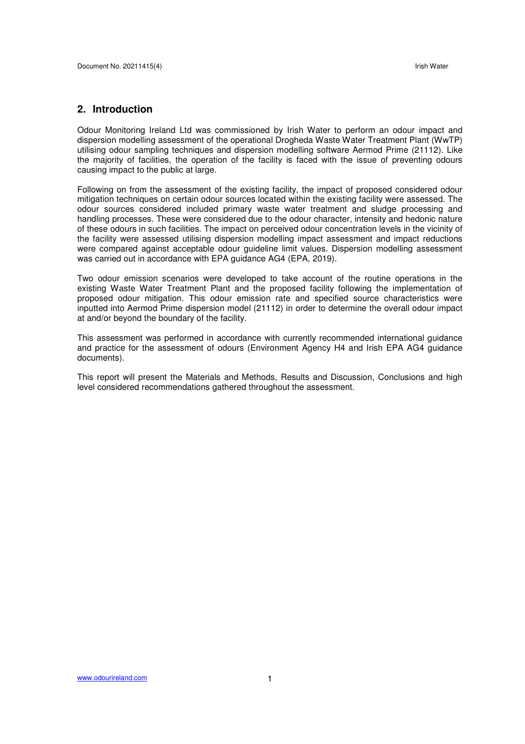## 2. Introduction

Odour Monitoring Ireland Ltd was commissioned by Irish Water to perform an odour impact and dispersion modelling assessment of the operational Drogheda Waste Water Treatment Plant (WwTP) utilising odour sampling techniques and dispersion modelling software Aermod Prime (21112). Like the majority of facilities, the operation of the facility is faced with the issue of preventing odours causing impact to the public at large.

Following on from the assessment of the existing facility, the impact of proposed considered odour mitigation techniques on certain odour sources located within the existing facility were assessed. The odour sources considered included primary waste water treatment and sludge processing and handling processes. These were considered due to the odour character, intensity and hedonic nature of these odours in such facilities. The impact on perceived odour concentration levels in the vicinity of the facility were assessed utilising dispersion modelling impact assessment and impact reductions were compared against acceptable odour guideline limit values. Dispersion modelling assessment was carried out in accordance with EPA guidance AG4 (EPA, 2019).

Two odour emission scenarios were developed to take account of the routine operations in the existing Waste Water Treatment Plant and the proposed facility following the implementation of proposed odour mitigation. This odour emission rate and specified source characteristics were inputted into Aermod Prime dispersion model (21112) in order to determine the overall odour impact at and/or beyond the boundary of the facility.

This assessment was performed in accordance with currently recommended international guidance and practice for the assessment of odours (Environment Agency H4 and Irish EPA AG4 guidance documents).

This report will present the Materials and Methods, Results and Discussion, Conclusions and high level considered recommendations gathered throughout the assessment.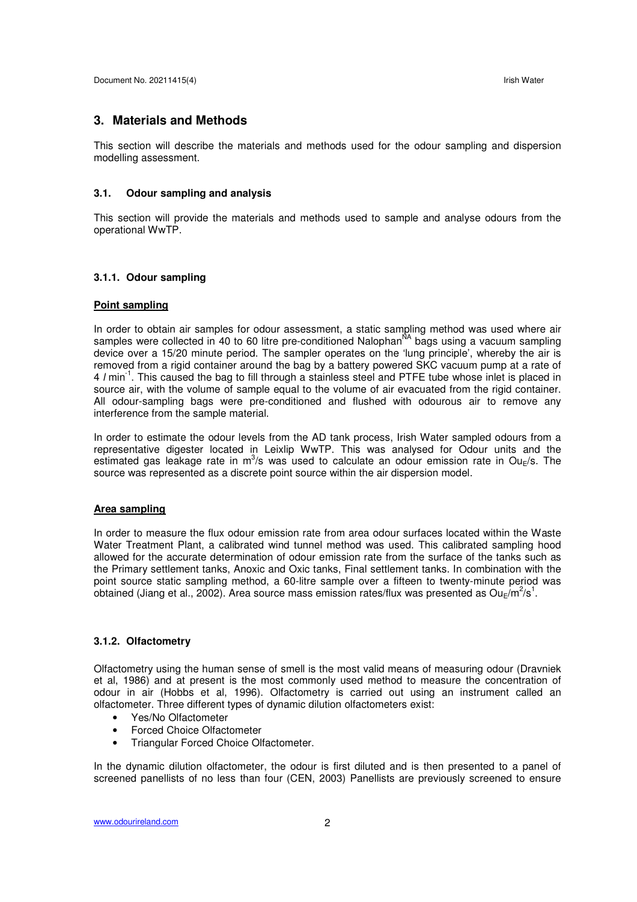## 3. Materials and Methods

This section will describe the materials and methods used for the odour sampling and dispersion modelling assessment.

### 3.1. Odour sampling and analysis

This section will provide the materials and methods used to sample and analyse odours from the operational WwTP.

#### 3.1.1. Odour sampling

**Point sampling**

In order to obtain air samples for odour assessment, a static sampling method was used where air samples were collected in 40 to 60 litre pre-conditioned Nalophan[NA] bags using a vacuum sampling device over a 15/20 minute period. The sampler operates on the 'lung principle', whereby the air is removed from a rigid container around the bag by a battery powered SKC vacuum pump at a rate of 4 $l\ min^{-1}$. This caused the bag to fill through a stainless steel and PTFE tube whose inlet is placed in source air, with the volume of sample equal to the volume of air evacuated from the rigid container. All odour-sampling bags were pre-conditioned and flushed with odourous air to remove any interference from the sample material.

In order to estimate the odour levels from the AD tank process, Irish Water sampled odours from a representative digester located in Leixlip WwTP. This was analysed for Odour units and the estimated gas leakage rate in $m^3/s$ was used to calculate an odour emission rate in $Ou_E/s$. The source was represented as a discrete point source within the air dispersion model.

**Area sampling**

In order to measure the flux odour emission rate from area odour surfaces located within the Waste Water Treatment Plant, a calibrated wind tunnel method was used. This calibrated sampling hood allowed for the accurate determination of odour emission rate from the surface of the tanks such as the Primary settlement tanks, Anoxic and Oxic tanks, Final settlement tanks. In combination with the point source static sampling method, a 60-litre sample over a fifteen to twenty-minute period was obtained (Jiang et al., 2002). Area source mass emission rates/flux was presented as $Ou_E/m^2/s^1$.

#### 3.1.2. Olfactometry

Olfactometry using the human sense of smell is the most valid means of measuring odour (Dravniek et al, 1986) and at present is the most commonly used method to measure the concentration of odour in air (Hobbs et al, 1996). Olfactometry is carried out using an instrument called an olfactometer. Three different types of dynamic dilution olfactometers exist:

- Yes/No Olfactometer
- Forced Choice Olfactometer
- Triangular Forced Choice Olfactometer.

In the dynamic dilution olfactometer, the odour is first diluted and is then presented to a panel of screened panellists of no less than four (CEN, 2003) Panellists are previously screened to ensure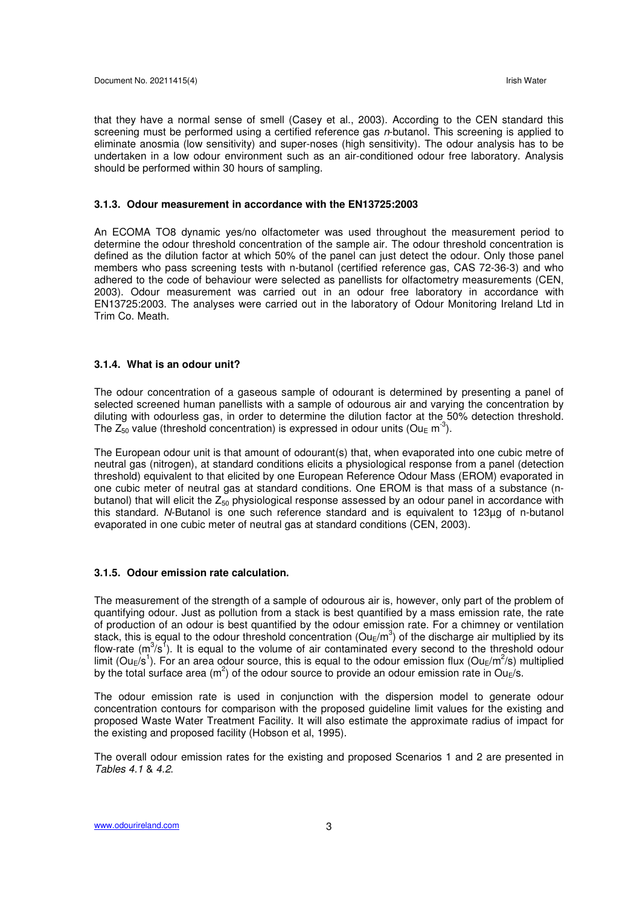that they have a normal sense of smell (Casey et al., 2003). According to the CEN standard this screening must be performed using a certified reference gas *n*-butanol. This screening is applied to eliminate anosmia (low sensitivity) and super-noses (high sensitivity). The odour analysis has to be undertaken in a low odour environment such as an air-conditioned odour free laboratory. Analysis should be performed within 30 hours of sampling.

### 3.1.3. Odour measurement in accordance with the EN13725:2003

An ECOMA TO8 dynamic yes/no olfactometer was used throughout the measurement period to determine the odour threshold concentration of the sample air. The odour threshold concentration is defined as the dilution factor at which 50% of the panel can just detect the odour. Only those panel members who pass screening tests with n-butanol (certified reference gas, CAS 72-36-3) and who adhered to the code of behaviour were selected as panellists for olfactometry measurements (CEN, 2003). Odour measurement was carried out in an odour free laboratory in accordance with EN13725:2003. The analyses were carried out in the laboratory of Odour Monitoring Ireland Ltd in Trim Co. Meath.

### 3.1.4. What is an odour unit?

The odour concentration of a gaseous sample of odourant is determined by presenting a panel of selected screened human panellists with a sample of odourous air and varying the concentration by diluting with odourless gas, in order to determine the dilution factor at the 50% detection threshold. The $Z_{50}$ value (threshold concentration) is expressed in odour units ($Ou_E$ $m^{-3}$).

The European odour unit is that amount of odourant(s) that, when evaporated into one cubic metre of neutral gas (nitrogen), at standard conditions elicits a physiological response from a panel (detection threshold) equivalent to that elicited by one European Reference Odour Mass (EROM) evaporated in one cubic meter of neutral gas at standard conditions. One EROM is that mass of a substance (n-butanol) that will elicit the $Z_{50}$ physiological response assessed by an odour panel in accordance with this standard. *N*-Butanol is one such reference standard and is equivalent to 123µg of n-butanol evaporated in one cubic meter of neutral gas at standard conditions (CEN, 2003).

### 3.1.5. Odour emission rate calculation.

The measurement of the strength of a sample of odourous air is, however, only part of the problem of quantifying odour. Just as pollution from a stack is best quantified by a mass emission rate, the rate of production of an odour is best quantified by the odour emission rate. For a chimney or ventilation stack, this is equal to the odour threshold concentration ($Ou_E/m^3$) of the discharge air multiplied by its flow-rate ($m^3/s^1$). It is equal to the volume of air contaminated every second to the threshold odour limit ($Ou_E/s^1$). For an area odour source, this is equal to the odour emission flux ($Ou_E/m^2/s$) multiplied by the total surface area ($m^2$) of the odour source to provide an odour emission rate in $Ou_E/s$.

The odour emission rate is used in conjunction with the dispersion model to generate odour concentration contours for comparison with the proposed guideline limit values for the existing and proposed Waste Water Treatment Facility. It will also estimate the approximate radius of impact for the existing and proposed facility (Hobson et al, 1995).

The overall odour emission rates for the existing and proposed Scenarios 1 and 2 are presented in *Tables 4.1* & *4.2*.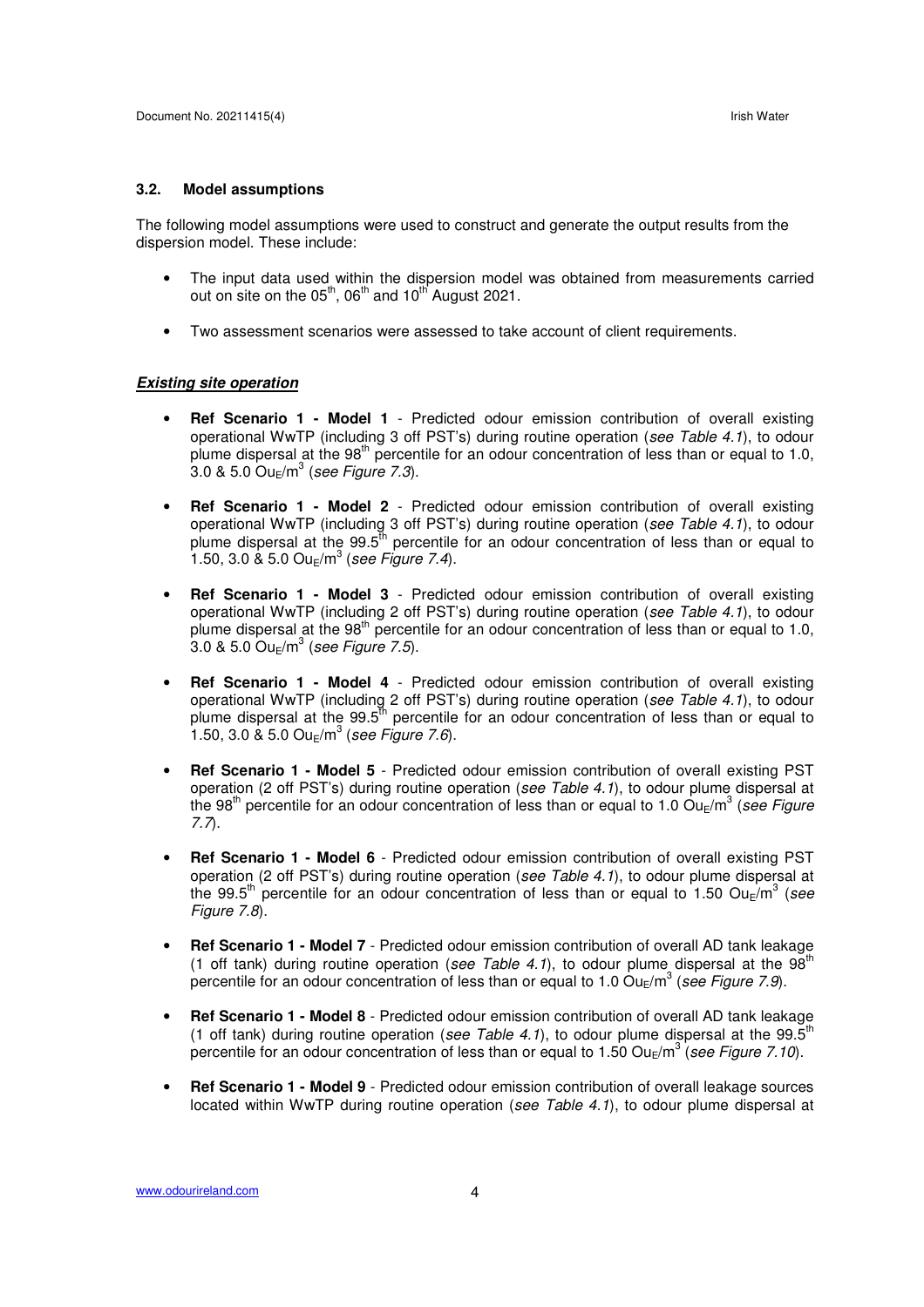### 3.2. Model assumptions

The following model assumptions were used to construct and generate the output results from the dispersion model. These include:

- The input data used within the dispersion model was obtained from measurements carried out on site on the $05^{th}$, $06^{th}$ and $10^{th}$ August 2021.
- Two assessment scenarios were assessed to take account of client requirements.

***Existing site operation***

- **Ref Scenario 1 - Model 1** - Predicted odour emission contribution of overall existing operational WwTP (including 3 off PST's) during routine operation (*see Table 4.1*), to odour plume dispersal at the $98^{th}$ percentile for an odour concentration of less than or equal to 1.0, 3.0 & 5.0 $Ou_E/m^3$ (*see Figure 7.3*).
- **Ref Scenario 1 - Model 2** - Predicted odour emission contribution of overall existing operational WwTP (including 3 off PST's) during routine operation (*see Table 4.1*), to odour plume dispersal at the $99.5^{th}$ percentile for an odour concentration of less than or equal to 1.50, 3.0 & 5.0 $Ou_E/m^3$ (*see Figure 7.4*).
- **Ref Scenario 1 - Model 3** - Predicted odour emission contribution of overall existing operational WwTP (including 2 off PST's) during routine operation (*see Table 4.1*), to odour plume dispersal at the $98^{th}$ percentile for an odour concentration of less than or equal to 1.0, 3.0 & 5.0 $Ou_E/m^3$ (*see Figure 7.5*).
- **Ref Scenario 1 - Model 4** - Predicted odour emission contribution of overall existing operational WwTP (including 2 off PST's) during routine operation (*see Table 4.1*), to odour plume dispersal at the $99.5^{th}$ percentile for an odour concentration of less than or equal to 1.50, 3.0 & 5.0 $Ou_E/m^3$ (*see Figure 7.6*).
- **Ref Scenario 1 - Model 5** - Predicted odour emission contribution of overall existing PST operation (2 off PST's) during routine operation (*see Table 4.1*), to odour plume dispersal at the $98^{th}$ percentile for an odour concentration of less than or equal to 1.0 $Ou_E/m^3$ (*see Figure 7.7*).
- **Ref Scenario 1 - Model 6** - Predicted odour emission contribution of overall existing PST operation (2 off PST's) during routine operation (*see Table 4.1*), to odour plume dispersal at the $99.5^{th}$ percentile for an odour concentration of less than or equal to 1.50 $Ou_E/m^3$ (*see Figure 7.8*).
- **Ref Scenario 1 - Model 7** - Predicted odour emission contribution of overall AD tank leakage (1 off tank) during routine operation (*see Table 4.1*), to odour plume dispersal at the $98^{th}$ percentile for an odour concentration of less than or equal to 1.0 $Ou_E/m^3$ (*see Figure 7.9*).
- **Ref Scenario 1 - Model 8** - Predicted odour emission contribution of overall AD tank leakage (1 off tank) during routine operation (*see Table 4.1*), to odour plume dispersal at the $99.5^{th}$ percentile for an odour concentration of less than or equal to 1.50 $Ou_E/m^3$ (*see Figure 7.10*).
- **Ref Scenario 1 - Model 9** - Predicted odour emission contribution of overall leakage sources located within WwTP during routine operation (*see Table 4.1*), to odour plume dispersal at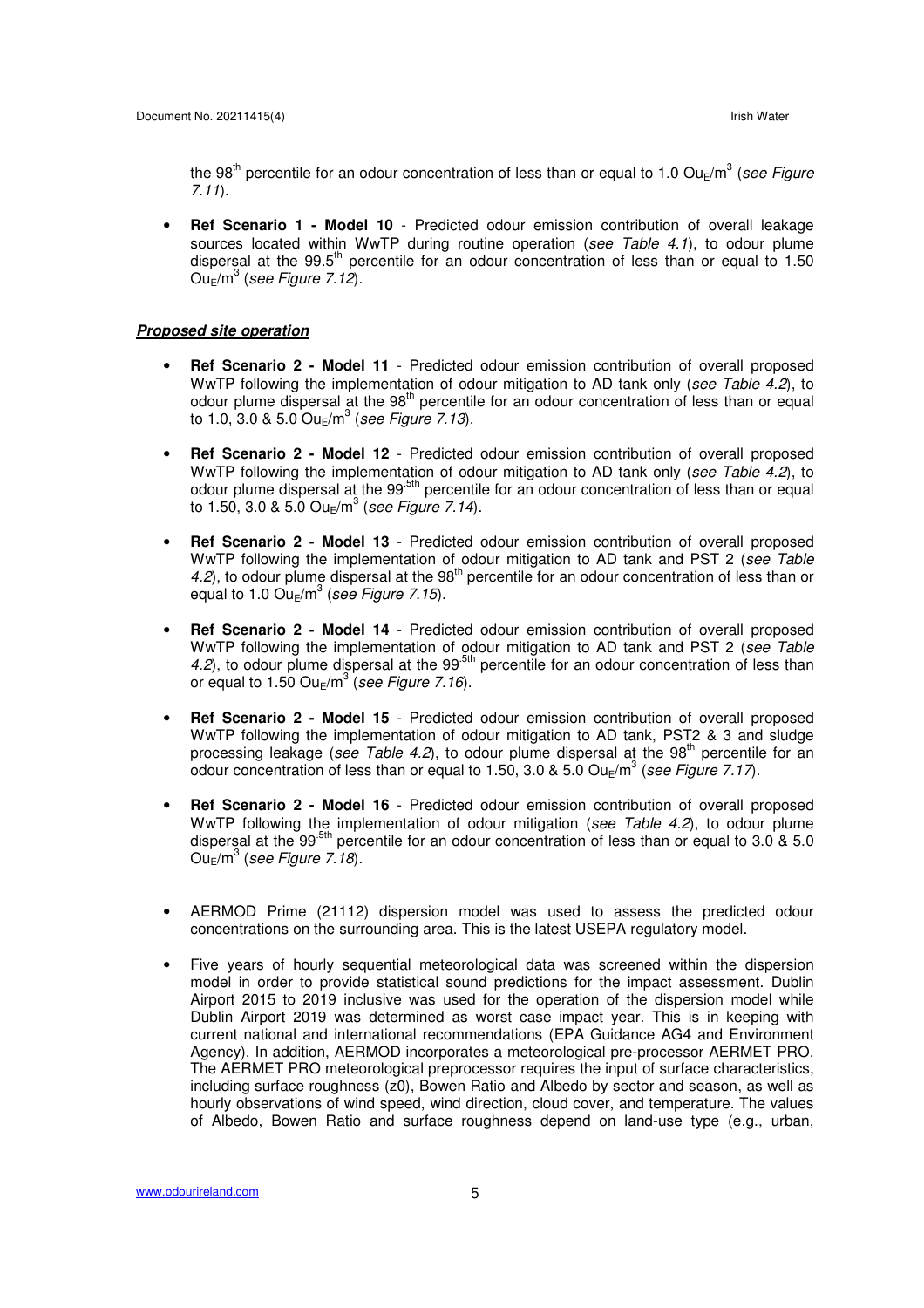the 98th percentile for an odour concentration of less than or equal to 1.0 $Ou_E/m^3$ (*see Figure 7.11*).

- **Ref Scenario 1 - Model 10** - Predicted odour emission contribution of overall leakage sources located within WwTP during routine operation (*see Table 4.1*), to odour plume dispersal at the 99.5th percentile for an odour concentration of less than or equal to 1.50 $Ou_E/m^3$ (*see Figure 7.12*).

***Proposed site operation***

- **Ref Scenario 2 - Model 11** - Predicted odour emission contribution of overall proposed WwTP following the implementation of odour mitigation to AD tank only (*see Table 4.2*), to odour plume dispersal at the 98th percentile for an odour concentration of less than or equal to 1.0, 3.0 & 5.0 $Ou_E/m^3$ (*see Figure 7.13*).

- **Ref Scenario 2 - Model 12** - Predicted odour emission contribution of overall proposed WwTP following the implementation of odour mitigation to AD tank only (*see Table 4.2*), to odour plume dispersal at the 99.5th percentile for an odour concentration of less than or equal to 1.50, 3.0 & 5.0 $Ou_E/m^3$ (*see Figure 7.14*).

- **Ref Scenario 2 - Model 13** - Predicted odour emission contribution of overall proposed WwTP following the implementation of odour mitigation to AD tank and PST 2 (*see Table 4.2*), to odour plume dispersal at the 98th percentile for an odour concentration of less than or equal to 1.0 $Ou_E/m^3$ (*see Figure 7.15*).

- **Ref Scenario 2 - Model 14** - Predicted odour emission contribution of overall proposed WwTP following the implementation of odour mitigation to AD tank and PST 2 (*see Table 4.2*), to odour plume dispersal at the 99.5th percentile for an odour concentration of less than or equal to 1.50 $Ou_E/m^3$ (*see Figure 7.16*).

- **Ref Scenario 2 - Model 15** - Predicted odour emission contribution of overall proposed WwTP following the implementation of odour mitigation to AD tank, PST2 & 3 and sludge processing leakage (*see Table 4.2*), to odour plume dispersal at the 98th percentile for an odour concentration of less than or equal to 1.50, 3.0 & 5.0 $Ou_E/m^3$ (*see Figure 7.17*).

- **Ref Scenario 2 - Model 16** - Predicted odour emission contribution of overall proposed WwTP following the implementation of odour mitigation (*see Table 4.2*), to odour plume dispersal at the 99.5th percentile for an odour concentration of less than or equal to 3.0 & 5.0 $Ou_E/m^3$ (*see Figure 7.18*).

- AERMOD Prime (21112) dispersion model was used to assess the predicted odour concentrations on the surrounding area. This is the latest USEPA regulatory model.

- Five years of hourly sequential meteorological data was screened within the dispersion model in order to provide statistical sound predictions for the impact assessment. Dublin Airport 2015 to 2019 inclusive was used for the operation of the dispersion model while Dublin Airport 2019 was determined as worst case impact year. This is in keeping with current national and international recommendations (EPA Guidance AG4 and Environment Agency). In addition, AERMOD incorporates a meteorological pre-processor AERMET PRO. The AERMET PRO meteorological preprocessor requires the input of surface characteristics, including surface roughness (z0), Bowen Ratio and Albedo by sector and season, as well as hourly observations of wind speed, wind direction, cloud cover, and temperature. The values of Albedo, Bowen Ratio and surface roughness depend on land-use type (e.g., urban,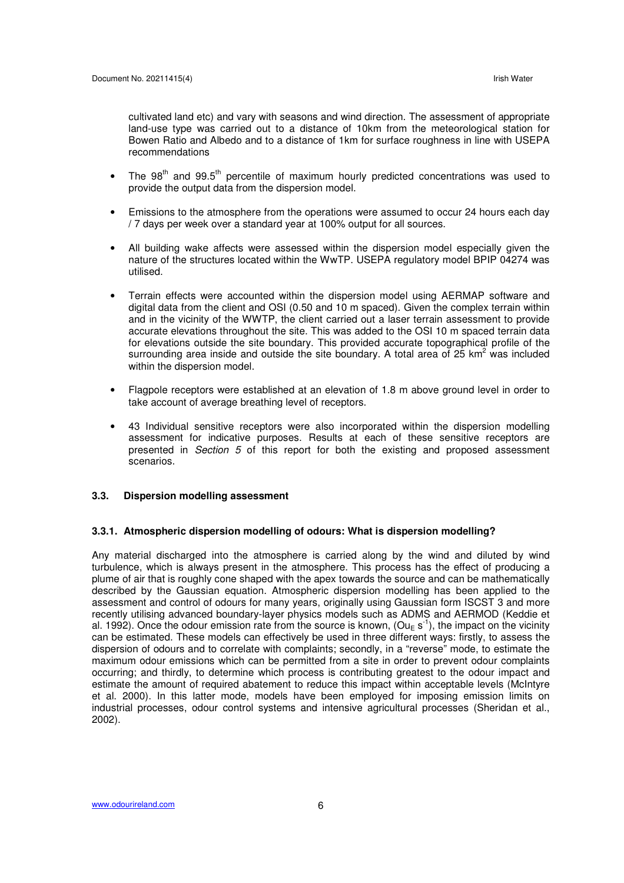cultivated land etc) and vary with seasons and wind direction. The assessment of appropriate land-use type was carried out to a distance of 10km from the meteorological station for Bowen Ratio and Albedo and to a distance of 1km for surface roughness in line with USEPA recommendations

- The 98$^{th}$ and 99.5$^{th}$ percentile of maximum hourly predicted concentrations was used to provide the output data from the dispersion model.
- Emissions to the atmosphere from the operations were assumed to occur 24 hours each day / 7 days per week over a standard year at 100% output for all sources.
- All building wake affects were assessed within the dispersion model especially given the nature of the structures located within the WwTP. USEPA regulatory model BPIP 04274 was utilised.
- Terrain effects were accounted within the dispersion model using AERMAP software and digital data from the client and OSI (0.50 and 10 m spaced). Given the complex terrain within and in the vicinity of the WWTP, the client carried out a laser terrain assessment to provide accurate elevations throughout the site. This was added to the OSI 10 m spaced terrain data for elevations outside the site boundary. This provided accurate topographical profile of the surrounding area inside and outside the site boundary. A total area of 25 km$^2$ was included within the dispersion model.
- Flagpole receptors were established at an elevation of 1.8 m above ground level in order to take account of average breathing level of receptors.
- 43 Individual sensitive receptors were also incorporated within the dispersion modelling assessment for indicative purposes. Results at each of these sensitive receptors are presented in *Section 5* of this report for both the existing and proposed assessment scenarios.

### 3.3. Dispersion modelling assessment

#### 3.3.1. Atmospheric dispersion modelling of odours: What is dispersion modelling?

Any material discharged into the atmosphere is carried along by the wind and diluted by wind turbulence, which is always present in the atmosphere. This process has the effect of producing a plume of air that is roughly cone shaped with the apex towards the source and can be mathematically described by the Gaussian equation. Atmospheric dispersion modelling has been applied to the assessment and control of odours for many years, originally using Gaussian form ISCST 3 and more recently utilising advanced boundary-layer physics models such as ADMS and AERMOD (Keddie et al. 1992). Once the odour emission rate from the source is known, ($Ou_E$ $s^{-1}$), the impact on the vicinity can be estimated. These models can effectively be used in three different ways: firstly, to assess the dispersion of odours and to correlate with complaints; secondly, in a "reverse" mode, to estimate the maximum odour emissions which can be permitted from a site in order to prevent odour complaints occurring; and thirdly, to determine which process is contributing greatest to the odour impact and estimate the amount of required abatement to reduce this impact within acceptable levels (McIntyre et al. 2000). In this latter mode, models have been employed for imposing emission limits on industrial processes, odour control systems and intensive agricultural processes (Sheridan et al., 2002).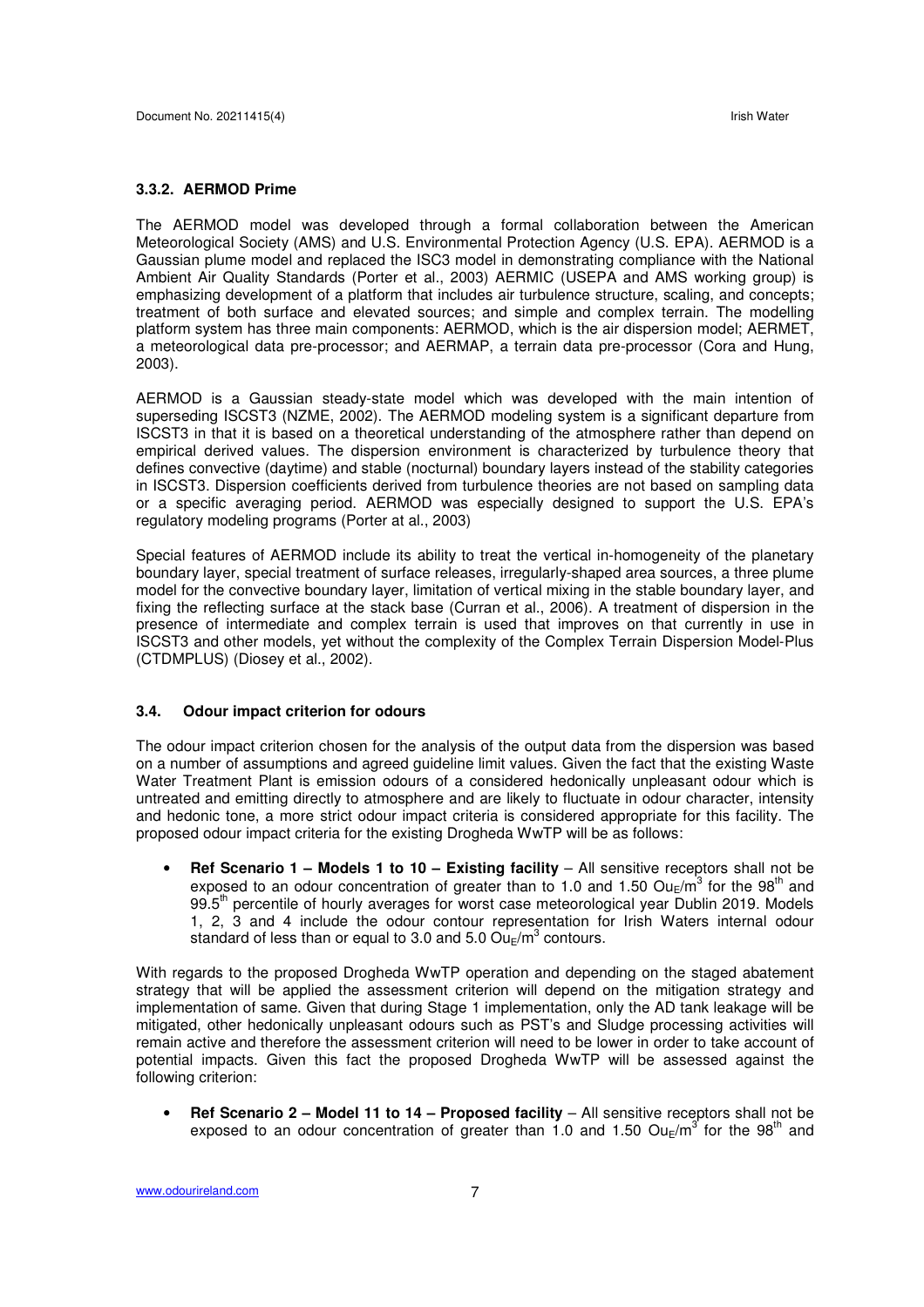### 3.3.2. AERMOD Prime

The AERMOD model was developed through a formal collaboration between the American Meteorological Society (AMS) and U.S. Environmental Protection Agency (U.S. EPA). AERMOD is a Gaussian plume model and replaced the ISC3 model in demonstrating compliance with the National Ambient Air Quality Standards (Porter et al., 2003) AERMIC (USEPA and AMS working group) is emphasizing development of a platform that includes air turbulence structure, scaling, and concepts; treatment of both surface and elevated sources; and simple and complex terrain. The modelling platform system has three main components: AERMOD, which is the air dispersion model; AERMET, a meteorological data pre-processor; and AERMAP, a terrain data pre-processor (Cora and Hung, 2003).

AERMOD is a Gaussian steady-state model which was developed with the main intention of superseding ISCST3 (NZME, 2002). The AERMOD modeling system is a significant departure from ISCST3 in that it is based on a theoretical understanding of the atmosphere rather than depend on empirical derived values. The dispersion environment is characterized by turbulence theory that defines convective (daytime) and stable (nocturnal) boundary layers instead of the stability categories in ISCST3. Dispersion coefficients derived from turbulence theories are not based on sampling data or a specific averaging period. AERMOD was especially designed to support the U.S. EPA's regulatory modeling programs (Porter at al., 2003)

Special features of AERMOD include its ability to treat the vertical in-homogeneity of the planetary boundary layer, special treatment of surface releases, irregularly-shaped area sources, a three plume model for the convective boundary layer, limitation of vertical mixing in the stable boundary layer, and fixing the reflecting surface at the stack base (Curran et al., 2006). A treatment of dispersion in the presence of intermediate and complex terrain is used that improves on that currently in use in ISCST3 and other models, yet without the complexity of the Complex Terrain Dispersion Model-Plus (CTDMPLUS) (Diosey et al., 2002).

### 3.4. Odour impact criterion for odours

The odour impact criterion chosen for the analysis of the output data from the dispersion was based on a number of assumptions and agreed guideline limit values. Given the fact that the existing Waste Water Treatment Plant is emission odours of a considered hedonically unpleasant odour which is untreated and emitting directly to atmosphere and are likely to fluctuate in odour character, intensity and hedonic tone, a more strict odour impact criteria is considered appropriate for this facility. The proposed odour impact criteria for the existing Drogheda WwTP will be as follows:

- **Ref Scenario 1 – Models 1 to 10 – Existing facility** – All sensitive receptors shall not be exposed to an odour concentration of greater than to 1.0 and 1.50 $Ou_E/m^3$ for the 98th and 99.5th percentile of hourly averages for worst case meteorological year Dublin 2019. Models 1, 2, 3 and 4 include the odour contour representation for Irish Waters internal odour standard of less than or equal to 3.0 and 5.0 $Ou_E/m^3$ contours.

With regards to the proposed Drogheda WwTP operation and depending on the staged abatement strategy that will be applied the assessment criterion will depend on the mitigation strategy and implementation of same. Given that during Stage 1 implementation, only the AD tank leakage will be mitigated, other hedonically unpleasant odours such as PST's and Sludge processing activities will remain active and therefore the assessment criterion will need to be lower in order to take account of potential impacts. Given this fact the proposed Drogheda WwTP will be assessed against the following criterion:

- **Ref Scenario 2 – Model 11 to 14 – Proposed facility** – All sensitive receptors shall not be exposed to an odour concentration of greater than 1.0 and 1.50 $Ou_E/m^3$ for the 98th and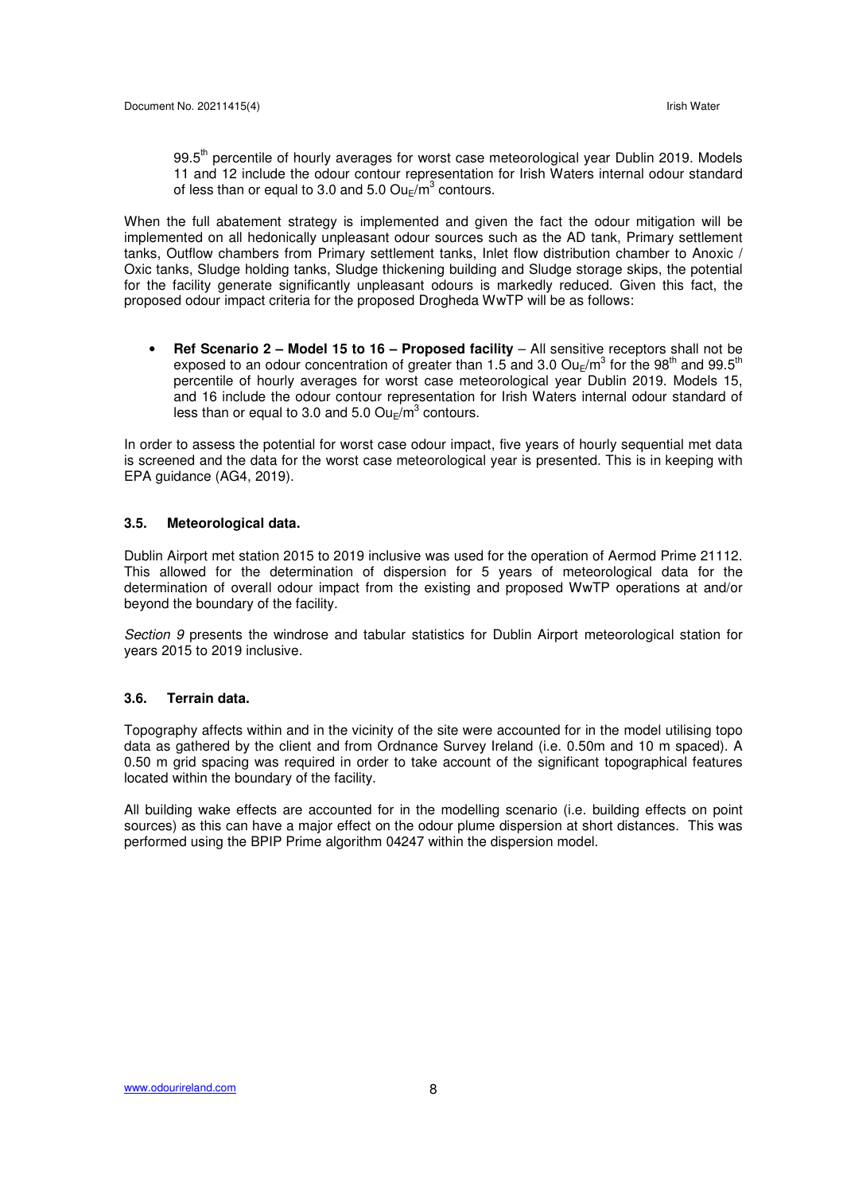99.5th percentile of hourly averages for worst case meteorological year Dublin 2019. Models 11 and 12 include the odour contour representation for Irish Waters internal odour standard of less than or equal to 3.0 and 5.0 $Ou_E/m^3$ contours.

When the full abatement strategy is implemented and given the fact the odour mitigation will be implemented on all hedonically unpleasant odour sources such as the AD tank, Primary settlement tanks, Outflow chambers from Primary settlement tanks, Inlet flow distribution chamber to Anoxic / Oxic tanks, Sludge holding tanks, Sludge thickening building and Sludge storage skips, the potential for the facility generate significantly unpleasant odours is markedly reduced. Given this fact, the proposed odour impact criteria for the proposed Drogheda WwTP will be as follows:

- **Ref Scenario 2 – Model 15 to 16 – Proposed facility** – All sensitive receptors shall not be exposed to an odour concentration of greater than 1.5 and 3.0 $Ou_E/m^3$ for the 98th and 99.5th percentile of hourly averages for worst case meteorological year Dublin 2019. Models 15, and 16 include the odour contour representation for Irish Waters internal odour standard of less than or equal to 3.0 and 5.0 $Ou_E/m^3$ contours.

In order to assess the potential for worst case odour impact, five years of hourly sequential met data is screened and the data for the worst case meteorological year is presented. This is in keeping with EPA guidance (AG4, 2019).

### 3.5. Meteorological data.

Dublin Airport met station 2015 to 2019 inclusive was used for the operation of Aermod Prime 21112. This allowed for the determination of dispersion for 5 years of meteorological data for the determination of overall odour impact from the existing and proposed WwTP operations at and/or beyond the boundary of the facility.

*Section 9* presents the windrose and tabular statistics for Dublin Airport meteorological station for years 2015 to 2019 inclusive.

### 3.6. Terrain data.

Topography affects within and in the vicinity of the site were accounted for in the model utilising topo data as gathered by the client and from Ordnance Survey Ireland (i.e. 0.50m and 10 m spaced). A 0.50 m grid spacing was required in order to take account of the significant topographical features located within the boundary of the facility.

All building wake effects are accounted for in the modelling scenario (i.e. building effects on point sources) as this can have a major effect on the odour plume dispersion at short distances. This was performed using the BPIP Prime algorithm 04247 within the dispersion model.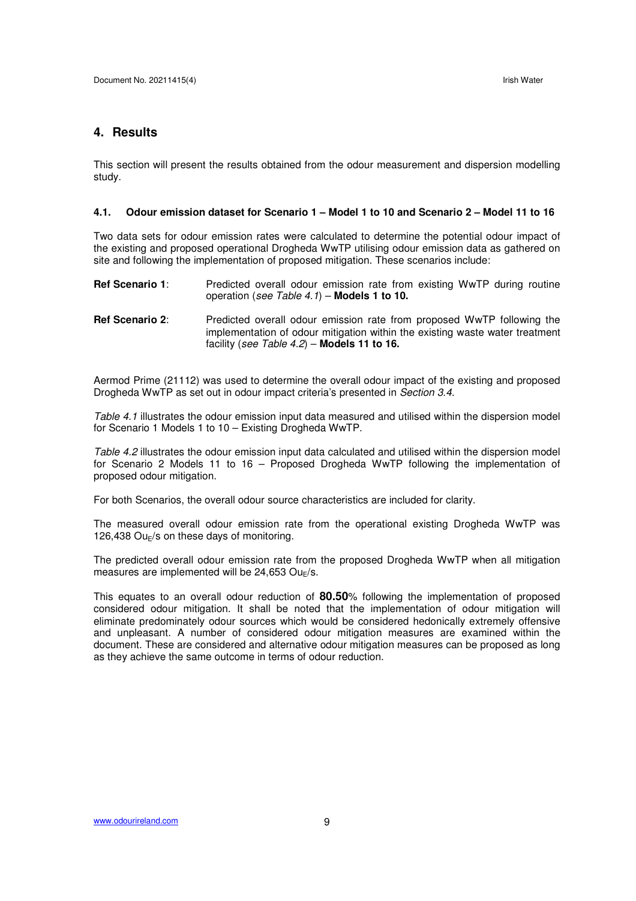# 4. Results

This section will present the results obtained from the odour measurement and dispersion modelling study.

### 4.1. Odour emission dataset for Scenario 1 – Model 1 to 10 and Scenario 2 – Model 11 to 16

Two data sets for odour emission rates were calculated to determine the potential odour impact of the existing and proposed operational Drogheda WwTP utilising odour emission data as gathered on site and following the implementation of proposed mitigation. These scenarios include:

**Ref Scenario 1**: Predicted overall odour emission rate from existing WwTP during routine operation (*see Table 4.1*) – **Models 1 to 10.**

**Ref Scenario 2**: Predicted overall odour emission rate from proposed WwTP following the implementation of odour mitigation within the existing waste water treatment facility (*see Table 4.2*) – **Models 11 to 16.**

Aermod Prime (21112) was used to determine the overall odour impact of the existing and proposed Drogheda WwTP as set out in odour impact criteria's presented in *Section 3.4.*

*Table 4.1* illustrates the odour emission input data measured and utilised within the dispersion model for Scenario 1 Models 1 to 10 – Existing Drogheda WwTP.

*Table 4.2* illustrates the odour emission input data calculated and utilised within the dispersion model for Scenario 2 Models 11 to 16 – Proposed Drogheda WwTP following the implementation of proposed odour mitigation.

For both Scenarios, the overall odour source characteristics are included for clarity.

The measured overall odour emission rate from the operational existing Drogheda WwTP was 126,438 $Ou_E$/s on these days of monitoring.

The predicted overall odour emission rate from the proposed Drogheda WwTP when all mitigation measures are implemented will be 24,653 $Ou_E$/s.

This equates to an overall odour reduction of **80.50**% following the implementation of proposed considered odour mitigation. It shall be noted that the implementation of odour mitigation will eliminate predominately odour sources which would be considered hedonically extremely offensive and unpleasant. A number of considered odour mitigation measures are examined within the document. These are considered and alternative odour mitigation measures can be proposed as long as they achieve the same outcome in terms of odour reduction.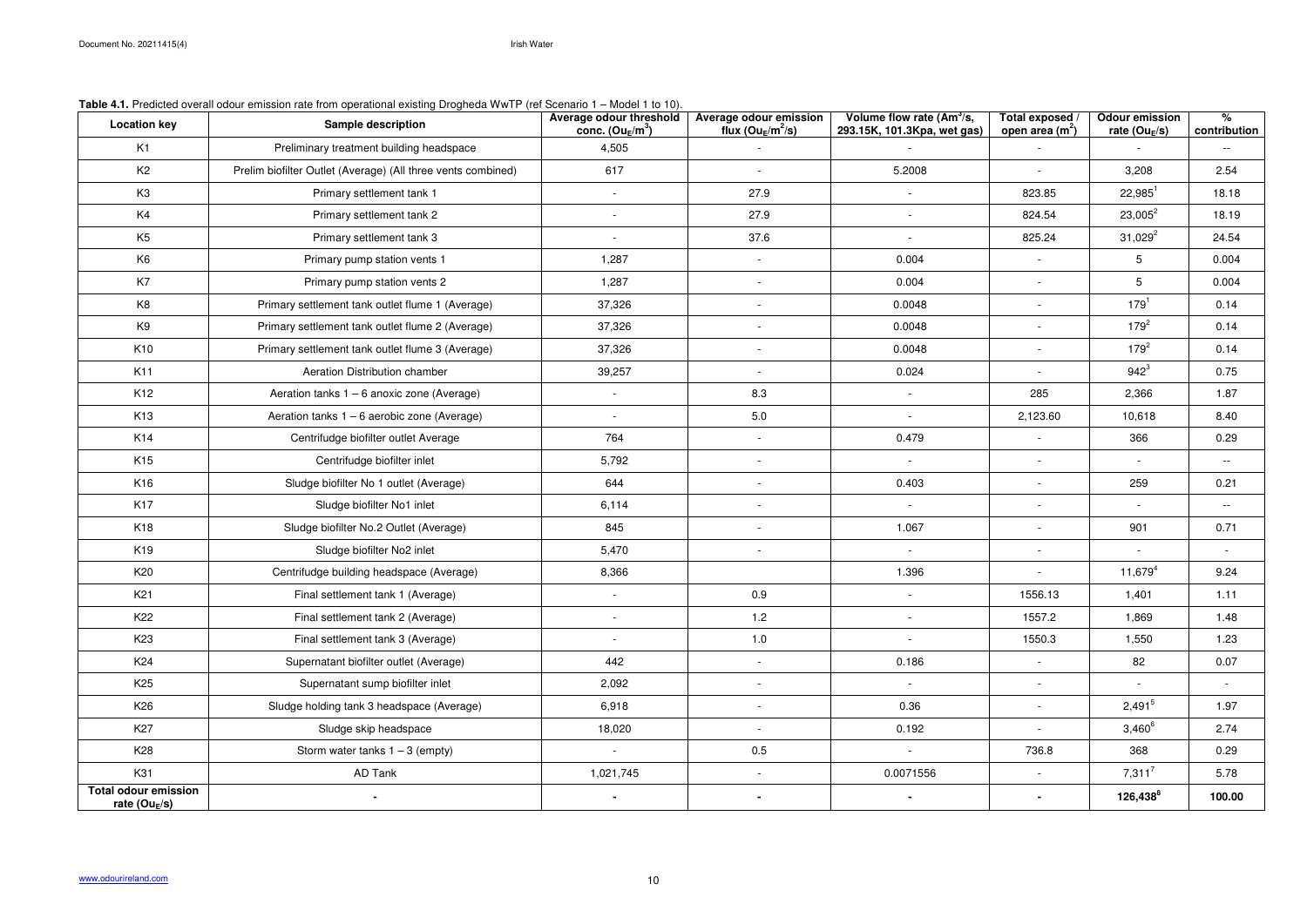**Table 4.1.** Predicted overall odour emission rate from operational existing Drogheda WwTP (ref Scenario 1 – Model 1 to 10).

| Location key | Sample description | Average odour threshold conc. ($Ou_E/m^3$) | Average odour emission flux ($Ou_E/m^2/s$) | Volume flow rate ($Am^3/s$, 293.15K, 101.3Kpa, wet gas) | Total exposed / open area ($m^2$) | Odour emission rate ($Ou_E/s$) | % contribution |
|---|---|---|---|---|---|---|---|
| K1 | Preliminary treatment building headspace | 4,505 | - | - | - | - | -- |
| K2 | Prelim biofilter Outlet (Average) (All three vents combined) | 617 | - | 5.2008 | - | 3,208 | 2.54 |
| K3 | Primary settlement tank 1 | - | 27.9 | - | 823.85 | 22,985[1] | 18.18 |
| K4 | Primary settlement tank 2 | - | 27.9 | - | 824.54 | 23,005[2] | 18.19 |
| K5 | Primary settlement tank 3 | - | 37.6 | - | 825.24 | 31,029[2] | 24.54 |
| K6 | Primary pump station vents 1 | 1,287 | - | 0.004 | - | 5 | 0.004 |
| K7 | Primary pump station vents 2 | 1,287 | - | 0.004 | - | 5 | 0.004 |
| K8 | Primary settlement tank outlet flume 1 (Average) | 37,326 | - | 0.0048 | - | 179[1] | 0.14 |
| K9 | Primary settlement tank outlet flume 2 (Average) | 37,326 | - | 0.0048 | - | 179[2] | 0.14 |
| K10 | Primary settlement tank outlet flume 3 (Average) | 37,326 | - | 0.0048 | - | 179[2] | 0.14 |
| K11 | Aeration Distribution chamber | 39,257 | - | 0.024 | - | 942[3] | 0.75 |
| K12 | Aeration tanks 1 – 6 anoxic zone (Average) | - | 8.3 | - | 285 | 2,366 | 1.87 |
| K13 | Aeration tanks 1 – 6 aerobic zone (Average) | - | 5.0 | - | 2,123.60 | 10,618 | 8.40 |
| K14 | Centrifudge biofilter outlet Average | 764 | - | 0.479 | - | 366 | 0.29 |
| K15 | Centrifudge biofilter inlet | 5,792 | - | - | - | - | -- |
| K16 | Sludge biofilter No 1 outlet (Average) | 644 | - | 0.403 | - | 259 | 0.21 |
| K17 | Sludge biofilter No1 inlet | 6,114 | - | - | - | - | -- |
| K18 | Sludge biofilter No.2 Outlet (Average) | 845 | - | 1.067 | - | 901 | 0.71 |
| K19 | Sludge biofilter No2 inlet | 5,470 | - | - | - | - | - |
| K20 | Centrifudge building headspace (Average) | 8,366 | | 1.396 | - | 11,679[4] | 9.24 |
| K21 | Final settlement tank 1 (Average) | - | 0.9 | - | 1556.13 | 1,401 | 1.11 |
| K22 | Final settlement tank 2 (Average) | - | 1.2 | - | 1557.2 | 1,869 | 1.48 |
| K23 | Final settlement tank 3 (Average) | - | 1.0 | - | 1550.3 | 1,550 | 1.23 |
| K24 | Supernatant biofilter outlet (Average) | 442 | - | 0.186 | - | 82 | 0.07 |
| K25 | Supernatant sump biofilter inlet | 2,092 | - | - | - | - | - |
| K26 | Sludge holding tank 3 headspace (Average) | 6,918 | - | 0.36 | - | 2,491[5] | 1.97 |
| K27 | Sludge skip headspace | 18,020 | - | 0.192 | - | 3,460[6] | 2.74 |
| K28 | Storm water tanks 1 – 3 (empty) | - | 0.5 | - | 736.8 | 368 | 0.29 |
| K31 | AD Tank | 1,021,745 | - | 0.0071556 | - | 7,311[7] | 5.78 |
| **Total odour emission rate ($Ou_E/s$)** | **-** | **-** | **-** | **-** | **-** | **126,438[8]** | **100.00** |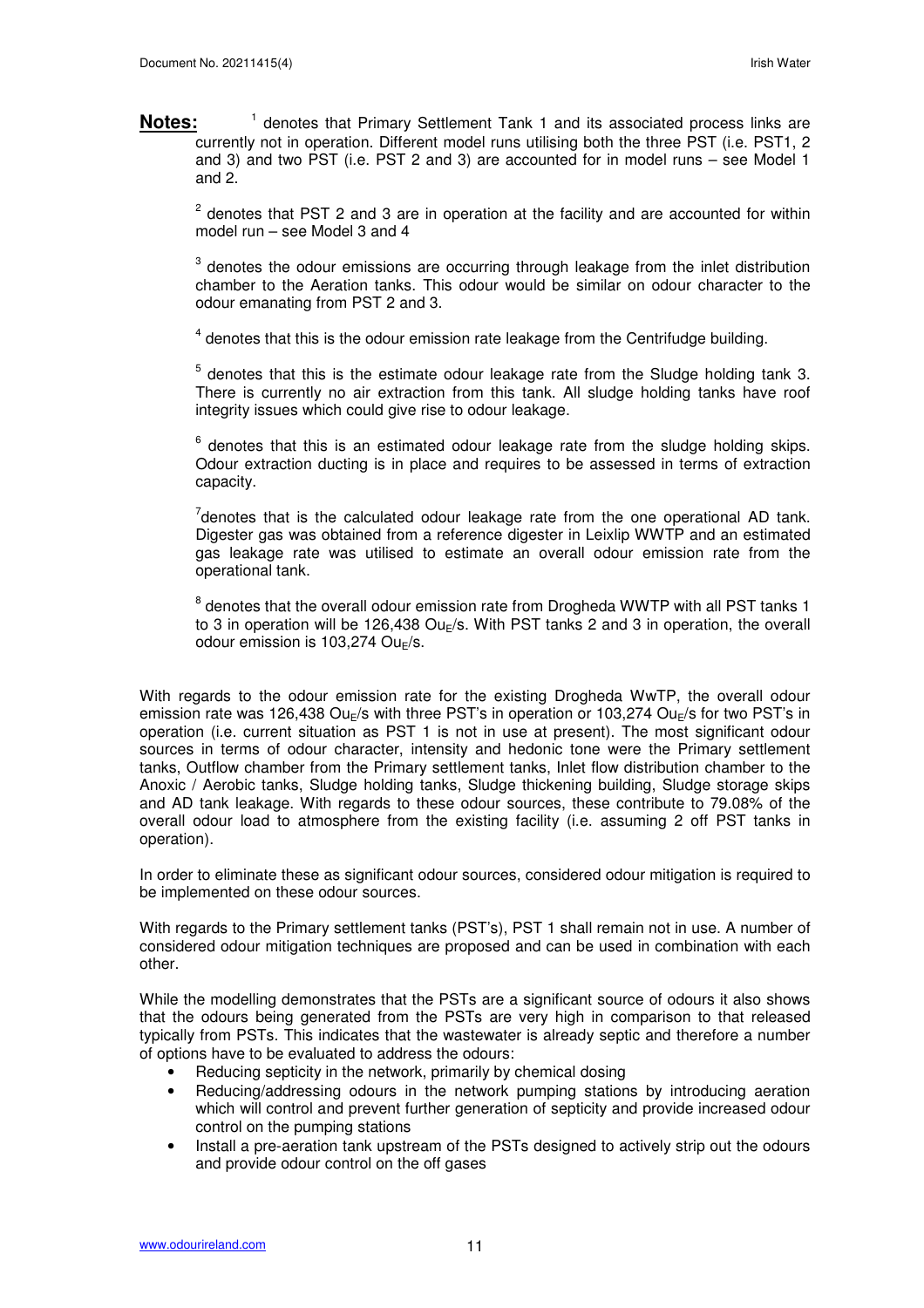**Notes:** [1] denotes that Primary Settlement Tank 1 and its associated process links are currently not in operation. Different model runs utilising both the three PST (i.e. PST1, 2 and 3) and two PST (i.e. PST 2 and 3) are accounted for in model runs – see Model 1 and 2.

[2] denotes that PST 2 and 3 are in operation at the facility and are accounted for within model run – see Model 3 and 4

[3] denotes the odour emissions are occurring through leakage from the inlet distribution chamber to the Aeration tanks. This odour would be similar on odour character to the odour emanating from PST 2 and 3.

[4] denotes that this is the odour emission rate leakage from the Centrifudge building.

[5] denotes that this is the estimate odour leakage rate from the Sludge holding tank 3. There is currently no air extraction from this tank. All sludge holding tanks have roof integrity issues which could give rise to odour leakage.

[6] denotes that this is an estimated odour leakage rate from the sludge holding skips. Odour extraction ducting is in place and requires to be assessed in terms of extraction capacity.

[7] denotes that is the calculated odour leakage rate from the one operational AD tank. Digester gas was obtained from a reference digester in Leixlip WWTP and an estimated gas leakage rate was utilised to estimate an overall odour emission rate from the operational tank.

[8] denotes that the overall odour emission rate from Drogheda WWTP with all PST tanks 1 to 3 in operation will be 126,438 $Ou_E$/s. With PST tanks 2 and 3 in operation, the overall odour emission is 103,274 $Ou_E$/s.

With regards to the odour emission rate for the existing Drogheda WwTP, the overall odour emission rate was 126,438 $Ou_E$/s with three PST's in operation or 103,274 $Ou_E$/s for two PST's in operation (i.e. current situation as PST 1 is not in use at present). The most significant odour sources in terms of odour character, intensity and hedonic tone were the Primary settlement tanks, Outflow chamber from the Primary settlement tanks, Inlet flow distribution chamber to the Anoxic / Aerobic tanks, Sludge holding tanks, Sludge thickening building, Sludge storage skips and AD tank leakage. With regards to these odour sources, these contribute to 79.08% of the overall odour load to atmosphere from the existing facility (i.e. assuming 2 off PST tanks in operation).

In order to eliminate these as significant odour sources, considered odour mitigation is required to be implemented on these odour sources.

With regards to the Primary settlement tanks (PST's), PST 1 shall remain not in use. A number of considered odour mitigation techniques are proposed and can be used in combination with each other.

While the modelling demonstrates that the PSTs are a significant source of odours it also shows that the odours being generated from the PSTs are very high in comparison to that released typically from PSTs. This indicates that the wastewater is already septic and therefore a number of options have to be evaluated to address the odours:

- Reducing septicity in the network, primarily by chemical dosing
- Reducing/addressing odours in the network pumping stations by introducing aeration which will control and prevent further generation of septicity and provide increased odour control on the pumping stations
- Install a pre-aeration tank upstream of the PSTs designed to actively strip out the odours and provide odour control on the off gases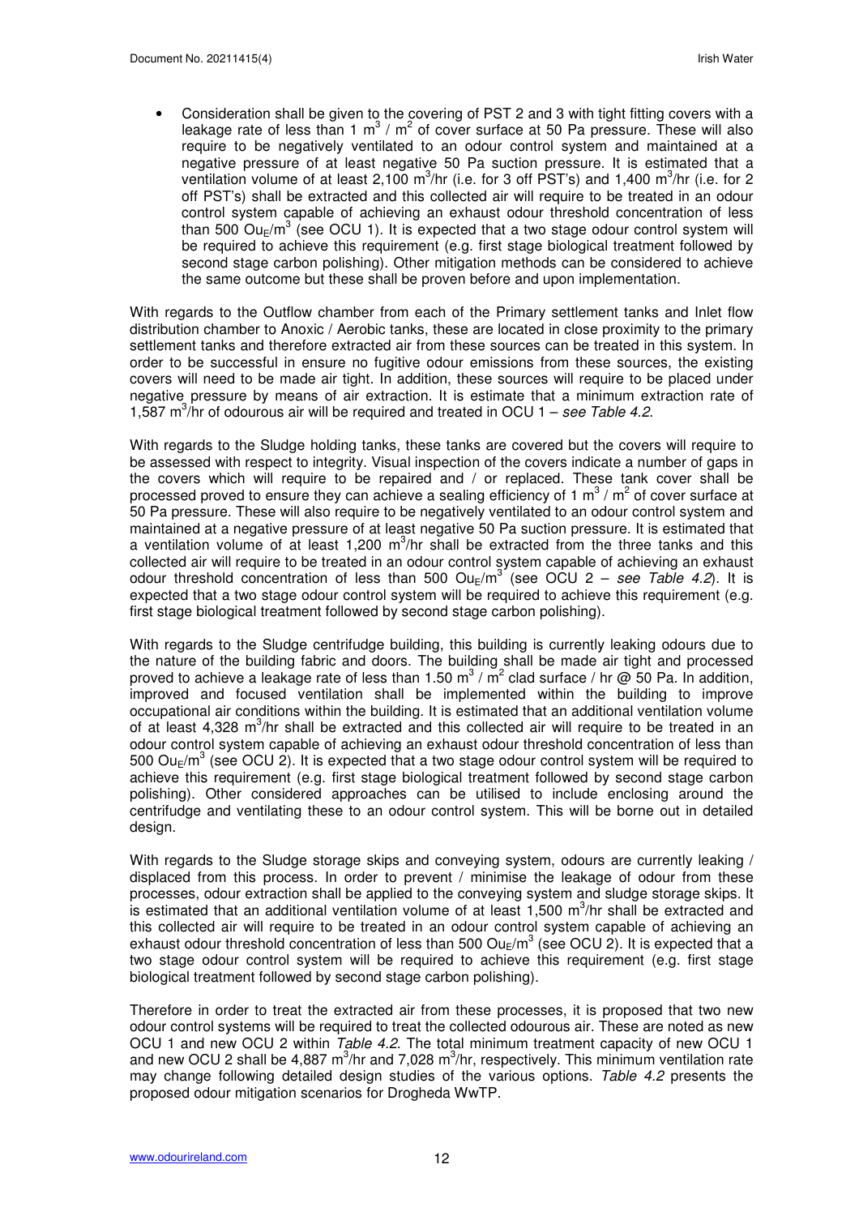- Consideration shall be given to the covering of PST 2 and 3 with tight fitting covers with a leakage rate of less than 1 $m^3$ / $m^2$ of cover surface at 50 Pa pressure. These will also require to be negatively ventilated to an odour control system and maintained at a negative pressure of at least negative 50 Pa suction pressure. It is estimated that a ventilation volume of at least 2,100 $m^3$/hr (i.e. for 3 off PST's) and 1,400 $m^3$/hr (i.e. for 2 off PST's) shall be extracted and this collected air will require to be treated in an odour control system capable of achieving an exhaust odour threshold concentration of less than 500 $Ou_E/m^3$ (see OCU 1). It is expected that a two stage odour control system will be required to achieve this requirement (e.g. first stage biological treatment followed by second stage carbon polishing). Other mitigation methods can be considered to achieve the same outcome but these shall be proven before and upon implementation.

With regards to the Outflow chamber from each of the Primary settlement tanks and Inlet flow distribution chamber to Anoxic / Aerobic tanks, these are located in close proximity to the primary settlement tanks and therefore extracted air from these sources can be treated in this system. In order to be successful in ensure no fugitive odour emissions from these sources, the existing covers will need to be made air tight. In addition, these sources will require to be placed under negative pressure by means of air extraction. It is estimate that a minimum extraction rate of 1,587 $m^3$/hr of odourous air will be required and treated in OCU 1 – *see Table 4.2*.

With regards to the Sludge holding tanks, these tanks are covered but the covers will require to be assessed with respect to integrity. Visual inspection of the covers indicate a number of gaps in the covers which will require to be repaired and / or replaced. These tank cover shall be processed proved to ensure they can achieve a sealing efficiency of 1 $m^3$ / $m^2$ of cover surface at 50 Pa pressure. These will also require to be negatively ventilated to an odour control system and maintained at a negative pressure of at least negative 50 Pa suction pressure. It is estimated that a ventilation volume of at least 1,200 $m^3$/hr shall be extracted from the three tanks and this collected air will require to be treated in an odour control system capable of achieving an exhaust odour threshold concentration of less than 500 $Ou_E/m^3$ (see OCU 2 – *see Table 4.2*). It is expected that a two stage odour control system will be required to achieve this requirement (e.g. first stage biological treatment followed by second stage carbon polishing).

With regards to the Sludge centrifudge building, this building is currently leaking odours due to the nature of the building fabric and doors. The building shall be made air tight and processed proved to achieve a leakage rate of less than 1.50 $m^3$ / $m^2$ clad surface / hr @ 50 Pa. In addition, improved and focused ventilation shall be implemented within the building to improve occupational air conditions within the building. It is estimated that an additional ventilation volume of at least 4,328 $m^3$/hr shall be extracted and this collected air will require to be treated in an odour control system capable of achieving an exhaust odour threshold concentration of less than 500 $Ou_E/m^3$ (see OCU 2). It is expected that a two stage odour control system will be required to achieve this requirement (e.g. first stage biological treatment followed by second stage carbon polishing). Other considered approaches can be utilised to include enclosing around the centrifudge and ventilating these to an odour control system. This will be borne out in detailed design.

With regards to the Sludge storage skips and conveying system, odours are currently leaking / displaced from this process. In order to prevent / minimise the leakage of odour from these processes, odour extraction shall be applied to the conveying system and sludge storage skips. It is estimated that an additional ventilation volume of at least 1,500 $m^3$/hr shall be extracted and this collected air will require to be treated in an odour control system capable of achieving an exhaust odour threshold concentration of less than 500 $Ou_E/m^3$ (see OCU 2). It is expected that a two stage odour control system will be required to achieve this requirement (e.g. first stage biological treatment followed by second stage carbon polishing).

Therefore in order to treat the extracted air from these processes, it is proposed that two new odour control systems will be required to treat the collected odourous air. These are noted as new OCU 1 and new OCU 2 within *Table 4.2*. The total minimum treatment capacity of new OCU 1 and new OCU 2 shall be 4,887 $m^3$/hr and 7,028 $m^3$/hr, respectively. This minimum ventilation rate may change following detailed design studies of the various options. *Table 4.2* presents the proposed odour mitigation scenarios for Drogheda WwTP.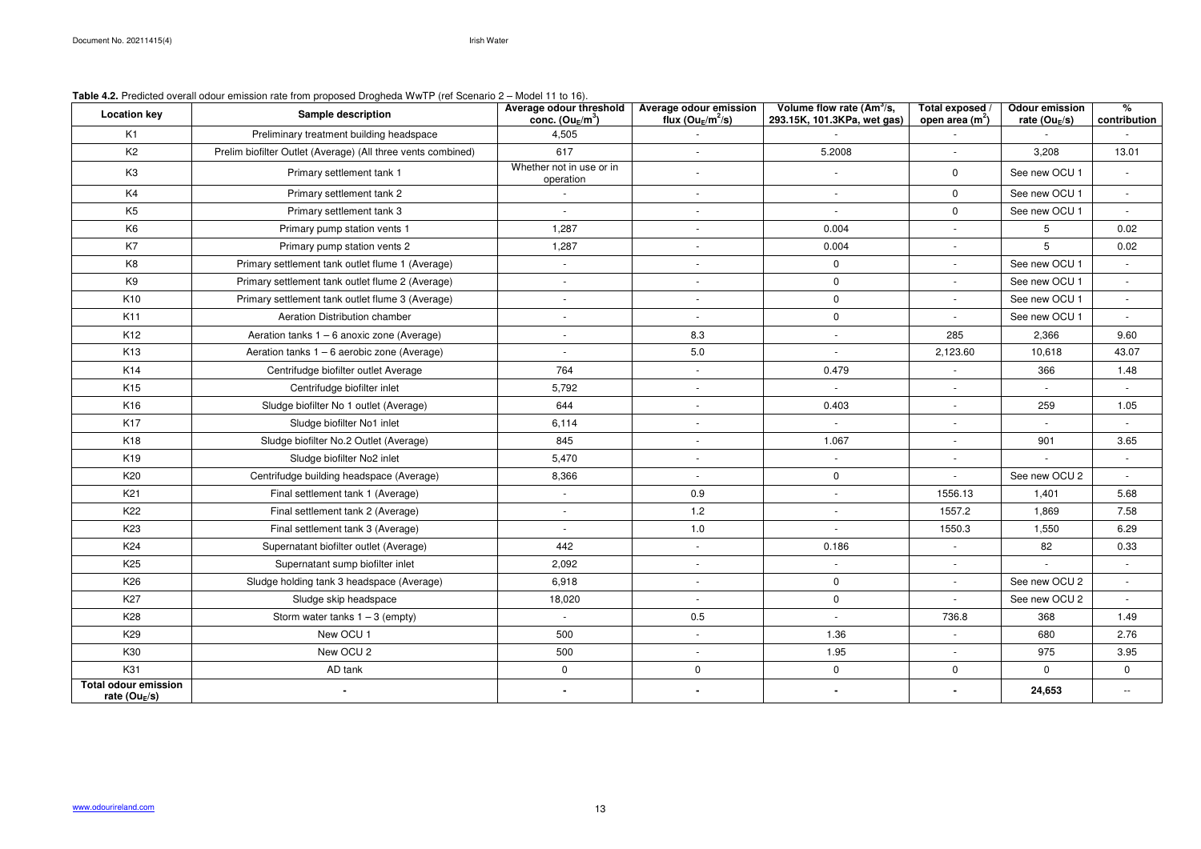**Table 4.2.** Predicted overall odour emission rate from proposed Drogheda WwTP (ref Scenario 2 – Model 11 to 16).

| Location key | Sample description | Average odour threshold conc. ($Ou_E/m^3$) | Average odour emission flux ($Ou_E/m^2/s$) | Volume flow rate ($Am^3/s$, 293.15K, 101.3KPa, wet gas) | Total exposed / open area ($m^2$) | Odour emission rate ($Ou_E/s$) | % contribution |
|---|---|---|---|---|---|---|---|
| K1 | Preliminary treatment building headspace | 4,505 | - | - | - | - | - |
| K2 | Prelim biofilter Outlet (Average) (All three vents combined) | 617 | - | 5.2008 | - | 3,208 | 13.01 |
| K3 | Primary settlement tank 1 | Whether not in use or in operation | - | - | 0 | See new OCU 1 | - |
| K4 | Primary settlement tank 2 | - | - | - | 0 | See new OCU 1 | - |
| K5 | Primary settlement tank 3 | - | - | - | 0 | See new OCU 1 | - |
| K6 | Primary pump station vents 1 | 1,287 | - | 0.004 | - | 5 | 0.02 |
| K7 | Primary pump station vents 2 | 1,287 | - | 0.004 | - | 5 | 0.02 |
| K8 | Primary settlement tank outlet flume 1 (Average) | - | - | 0 | - | See new OCU 1 | - |
| K9 | Primary settlement tank outlet flume 2 (Average) | - | - | 0 | - | See new OCU 1 | - |
| K10 | Primary settlement tank outlet flume 3 (Average) | - | - | 0 | - | See new OCU 1 | - |
| K11 | Aeration Distribution chamber | - | - | 0 | - | See new OCU 1 | - |
| K12 | Aeration tanks 1 – 6 anoxic zone (Average) | - | 8.3 | - | 285 | 2,366 | 9.60 |
| K13 | Aeration tanks 1 – 6 aerobic zone (Average) | - | 5.0 | - | 2,123.60 | 10,618 | 43.07 |
| K14 | Centrifudge biofilter outlet Average | 764 | - | 0.479 | - | 366 | 1.48 |
| K15 | Centrifudge biofilter inlet | 5,792 | - | - | - | - | - |
| K16 | Sludge biofilter No 1 outlet (Average) | 644 | - | 0.403 | - | 259 | 1.05 |
| K17 | Sludge biofilter No1 inlet | 6,114 | - | - | - | - | - |
| K18 | Sludge biofilter No.2 Outlet (Average) | 845 | - | 1.067 | - | 901 | 3.65 |
| K19 | Sludge biofilter No2 inlet | 5,470 | - | - | - | - | - |
| K20 | Centrifudge building headspace (Average) | 8,366 | - | 0 | - | See new OCU 2 | - |
| K21 | Final settlement tank 1 (Average) | - | 0.9 | - | 1556.13 | 1,401 | 5.68 |
| K22 | Final settlement tank 2 (Average) | - | 1.2 | - | 1557.2 | 1,869 | 7.58 |
| K23 | Final settlement tank 3 (Average) | - | 1.0 | - | 1550.3 | 1,550 | 6.29 |
| K24 | Supernatant biofilter outlet (Average) | 442 | - | 0.186 | - | 82 | 0.33 |
| K25 | Supernatant sump biofilter inlet | 2,092 | - | - | - | - | - |
| K26 | Sludge holding tank 3 headspace (Average) | 6,918 | - | 0 | - | See new OCU 2 | - |
| K27 | Sludge skip headspace | 18,020 | - | 0 | - | See new OCU 2 | - |
| K28 | Storm water tanks 1 – 3 (empty) | - | 0.5 | - | 736.8 | 368 | 1.49 |
| K29 | New OCU 1 | 500 | - | 1.36 | - | 680 | 2.76 |
| K30 | New OCU 2 | 500 | - | 1.95 | - | 975 | 3.95 |
| K31 | AD tank | 0 | 0 | 0 | 0 | 0 | 0 |
| **Total odour emission rate ($Ou_E/s$)** | - | - | - | - | - | **24,653** | -- |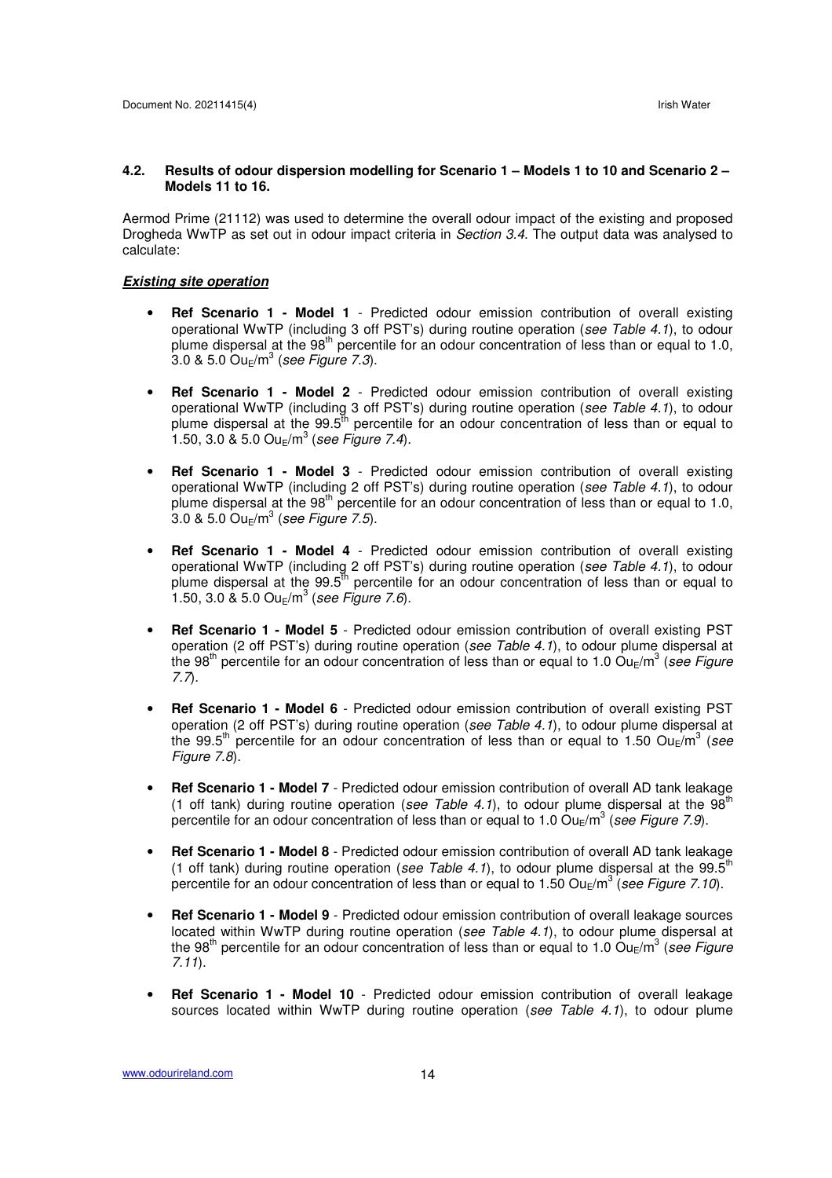### 4.2. Results of odour dispersion modelling for Scenario 1 – Models 1 to 10 and Scenario 2 – Models 11 to 16.

Aermod Prime (21112) was used to determine the overall odour impact of the existing and proposed Drogheda WwTP as set out in odour impact criteria in *Section 3.4*. The output data was analysed to calculate:

***Existing site operation***

- **Ref Scenario 1 - Model 1** - Predicted odour emission contribution of overall existing operational WwTP (including 3 off PST's) during routine operation (*see Table 4.1*), to odour plume dispersal at the 98th percentile for an odour concentration of less than or equal to 1.0, 3.0 & 5.0 $Ou_E/m^3$ (*see Figure 7.3*).

- **Ref Scenario 1 - Model 2** - Predicted odour emission contribution of overall existing operational WwTP (including 3 off PST's) during routine operation (*see Table 4.1*), to odour plume dispersal at the 99.5th percentile for an odour concentration of less than or equal to 1.50, 3.0 & 5.0 $Ou_E/m^3$ (*see Figure 7.4*).

- **Ref Scenario 1 - Model 3** - Predicted odour emission contribution of overall existing operational WwTP (including 2 off PST's) during routine operation (*see Table 4.1*), to odour plume dispersal at the 98th percentile for an odour concentration of less than or equal to 1.0, 3.0 & 5.0 $Ou_E/m^3$ (*see Figure 7.5*).

- **Ref Scenario 1 - Model 4** - Predicted odour emission contribution of overall existing operational WwTP (including 2 off PST's) during routine operation (*see Table 4.1*), to odour plume dispersal at the 99.5th percentile for an odour concentration of less than or equal to 1.50, 3.0 & 5.0 $Ou_E/m^3$ (*see Figure 7.6*).

- **Ref Scenario 1 - Model 5** - Predicted odour emission contribution of overall existing PST operation (2 off PST's) during routine operation (*see Table 4.1*), to odour plume dispersal at the 98th percentile for an odour concentration of less than or equal to 1.0 $Ou_E/m^3$ (*see Figure 7.7*).

- **Ref Scenario 1 - Model 6** - Predicted odour emission contribution of overall existing PST operation (2 off PST's) during routine operation (*see Table 4.1*), to odour plume dispersal at the 99.5th percentile for an odour concentration of less than or equal to 1.50 $Ou_E/m^3$ (*see Figure 7.8*).

- **Ref Scenario 1 - Model 7** - Predicted odour emission contribution of overall AD tank leakage (1 off tank) during routine operation (*see Table 4.1*), to odour plume dispersal at the 98th percentile for an odour concentration of less than or equal to 1.0 $Ou_E/m^3$ (*see Figure 7.9*).

- **Ref Scenario 1 - Model 8** - Predicted odour emission contribution of overall AD tank leakage (1 off tank) during routine operation (*see Table 4.1*), to odour plume dispersal at the 99.5th percentile for an odour concentration of less than or equal to 1.50 $Ou_E/m^3$ (*see Figure 7.10*).

- **Ref Scenario 1 - Model 9** - Predicted odour emission contribution of overall leakage sources located within WwTP during routine operation (*see Table 4.1*), to odour plume dispersal at the 98th percentile for an odour concentration of less than or equal to 1.0 $Ou_E/m^3$ (*see Figure 7.11*).

- **Ref Scenario 1 - Model 10** - Predicted odour emission contribution of overall leakage sources located within WwTP during routine operation (*see Table 4.1*), to odour plume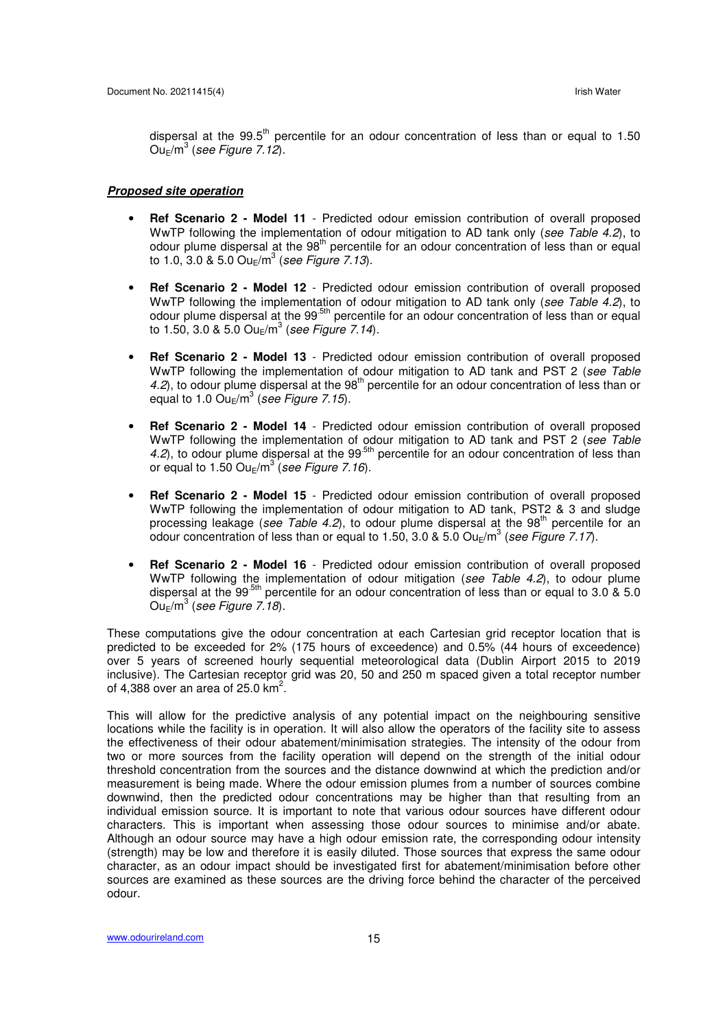dispersal at the 99.5th percentile for an odour concentration of less than or equal to 1.50 $Ou_E/m^3$ (*see Figure 7.12*).

***Proposed site operation***

- **Ref Scenario 2 - Model 11** - Predicted odour emission contribution of overall proposed WwTP following the implementation of odour mitigation to AD tank only (*see Table 4.2*), to odour plume dispersal at the 98th percentile for an odour concentration of less than or equal to 1.0, 3.0 & 5.0 $Ou_E/m^3$ (*see Figure 7.13*).

- **Ref Scenario 2 - Model 12** - Predicted odour emission contribution of overall proposed WwTP following the implementation of odour mitigation to AD tank only (*see Table 4.2*), to odour plume dispersal at the 99.5th percentile for an odour concentration of less than or equal to 1.50, 3.0 & 5.0 $Ou_E/m^3$ (*see Figure 7.14*).

- **Ref Scenario 2 - Model 13** - Predicted odour emission contribution of overall proposed WwTP following the implementation of odour mitigation to AD tank and PST 2 (*see Table 4.2*), to odour plume dispersal at the 98th percentile for an odour concentration of less than or equal to 1.0 $Ou_E/m^3$ (*see Figure 7.15*).

- **Ref Scenario 2 - Model 14** - Predicted odour emission contribution of overall proposed WwTP following the implementation of odour mitigation to AD tank and PST 2 (*see Table 4.2*), to odour plume dispersal at the 99.5th percentile for an odour concentration of less than or equal to 1.50 $Ou_E/m^3$ (*see Figure 7.16*).

- **Ref Scenario 2 - Model 15** - Predicted odour emission contribution of overall proposed WwTP following the implementation of odour mitigation to AD tank, PST2 & 3 and sludge processing leakage (*see Table 4.2*), to odour plume dispersal at the 98th percentile for an odour concentration of less than or equal to 1.50, 3.0 & 5.0 $Ou_E/m^3$ (*see Figure 7.17*).

- **Ref Scenario 2 - Model 16** - Predicted odour emission contribution of overall proposed WwTP following the implementation of odour mitigation (*see Table 4.2*), to odour plume dispersal at the 99.5th percentile for an odour concentration of less than or equal to 3.0 & 5.0 $Ou_E/m^3$ (*see Figure 7.18*).

These computations give the odour concentration at each Cartesian grid receptor location that is predicted to be exceeded for 2% (175 hours of exceedence) and 0.5% (44 hours of exceedence) over 5 years of screened hourly sequential meteorological data (Dublin Airport 2015 to 2019 inclusive). The Cartesian receptor grid was 20, 50 and 250 m spaced given a total receptor number of 4,388 over an area of 25.0 $km^2$.

This will allow for the predictive analysis of any potential impact on the neighbouring sensitive locations while the facility is in operation. It will also allow the operators of the facility site to assess the effectiveness of their odour abatement/minimisation strategies. The intensity of the odour from two or more sources from the facility operation will depend on the strength of the initial odour threshold concentration from the sources and the distance downwind at which the prediction and/or measurement is being made. Where the odour emission plumes from a number of sources combine downwind, then the predicted odour concentrations may be higher than that resulting from an individual emission source. It is important to note that various odour sources have different odour characters. This is important when assessing those odour sources to minimise and/or abate. Although an odour source may have a high odour emission rate, the corresponding odour intensity (strength) may be low and therefore it is easily diluted. Those sources that express the same odour character, as an odour impact should be investigated first for abatement/minimisation before other sources are examined as these sources are the driving force behind the character of the perceived odour.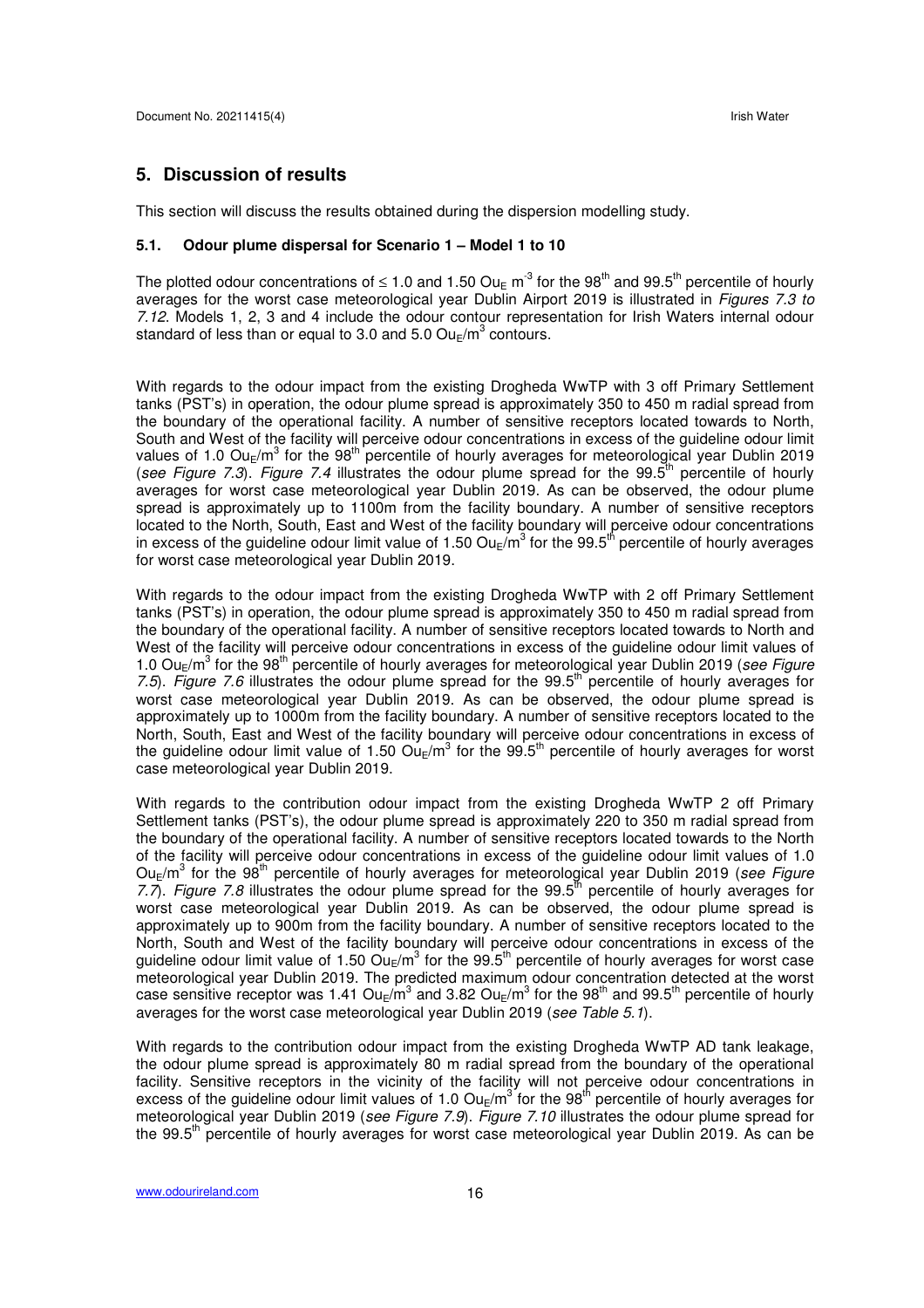## 5. Discussion of results

This section will discuss the results obtained during the dispersion modelling study.

### 5.1. Odour plume dispersal for Scenario 1 – Model 1 to 10

The plotted odour concentrations of ≤ 1.0 and 1.50 $Ou_E\ m^{-3}$ for the 98th and 99.5th percentile of hourly averages for the worst case meteorological year Dublin Airport 2019 is illustrated in *Figures 7.3 to 7.12*. Models 1, 2, 3 and 4 include the odour contour representation for Irish Waters internal odour standard of less than or equal to 3.0 and 5.0 $Ou_E/m^3$ contours.

With regards to the odour impact from the existing Drogheda WwTP with 3 off Primary Settlement tanks (PST's) in operation, the odour plume spread is approximately 350 to 450 m radial spread from the boundary of the operational facility. A number of sensitive receptors located towards to North, South and West of the facility will perceive odour concentrations in excess of the guideline odour limit values of 1.0 $Ou_E/m^3$ for the 98th percentile of hourly averages for meteorological year Dublin 2019 (*see Figure 7.3*). *Figure 7.4* illustrates the odour plume spread for the 99.5th percentile of hourly averages for worst case meteorological year Dublin 2019. As can be observed, the odour plume spread is approximately up to 1100m from the facility boundary. A number of sensitive receptors located to the North, South, East and West of the facility boundary will perceive odour concentrations in excess of the guideline odour limit value of 1.50 $Ou_E/m^3$ for the 99.5th percentile of hourly averages for worst case meteorological year Dublin 2019.

With regards to the odour impact from the existing Drogheda WwTP with 2 off Primary Settlement tanks (PST's) in operation, the odour plume spread is approximately 350 to 450 m radial spread from the boundary of the operational facility. A number of sensitive receptors located towards to North and West of the facility will perceive odour concentrations in excess of the guideline odour limit values of 1.0 $Ou_E/m^3$ for the 98th percentile of hourly averages for meteorological year Dublin 2019 (*see Figure 7.5*). *Figure 7.6* illustrates the odour plume spread for the 99.5th percentile of hourly averages for worst case meteorological year Dublin 2019. As can be observed, the odour plume spread is approximately up to 1000m from the facility boundary. A number of sensitive receptors located to the North, South, East and West of the facility boundary will perceive odour concentrations in excess of the guideline odour limit value of 1.50 $Ou_E/m^3$ for the 99.5th percentile of hourly averages for worst case meteorological year Dublin 2019.

With regards to the contribution odour impact from the existing Drogheda WwTP 2 off Primary Settlement tanks (PST's), the odour plume spread is approximately 220 to 350 m radial spread from the boundary of the operational facility. A number of sensitive receptors located towards to the North of the facility will perceive odour concentrations in excess of the guideline odour limit values of 1.0 $Ou_E/m^3$ for the 98th percentile of hourly averages for meteorological year Dublin 2019 (*see Figure 7.7*). *Figure 7.8* illustrates the odour plume spread for the 99.5th percentile of hourly averages for worst case meteorological year Dublin 2019. As can be observed, the odour plume spread is approximately up to 900m from the facility boundary. A number of sensitive receptors located to the North, South and West of the facility boundary will perceive odour concentrations in excess of the guideline odour limit value of 1.50 $Ou_E/m^3$ for the 99.5th percentile of hourly averages for worst case meteorological year Dublin 2019. The predicted maximum odour concentration detected at the worst case sensitive receptor was 1.41 $Ou_E/m^3$ and 3.82 $Ou_E/m^3$ for the 98th and 99.5th percentile of hourly averages for the worst case meteorological year Dublin 2019 (*see Table 5.1*).

With regards to the contribution odour impact from the existing Drogheda WwTP AD tank leakage, the odour plume spread is approximately 80 m radial spread from the boundary of the operational facility. Sensitive receptors in the vicinity of the facility will not perceive odour concentrations in excess of the guideline odour limit values of 1.0 $Ou_E/m^3$ for the 98th percentile of hourly averages for meteorological year Dublin 2019 (*see Figure 7.9*). *Figure 7.10* illustrates the odour plume spread for the 99.5th percentile of hourly averages for worst case meteorological year Dublin 2019. As can be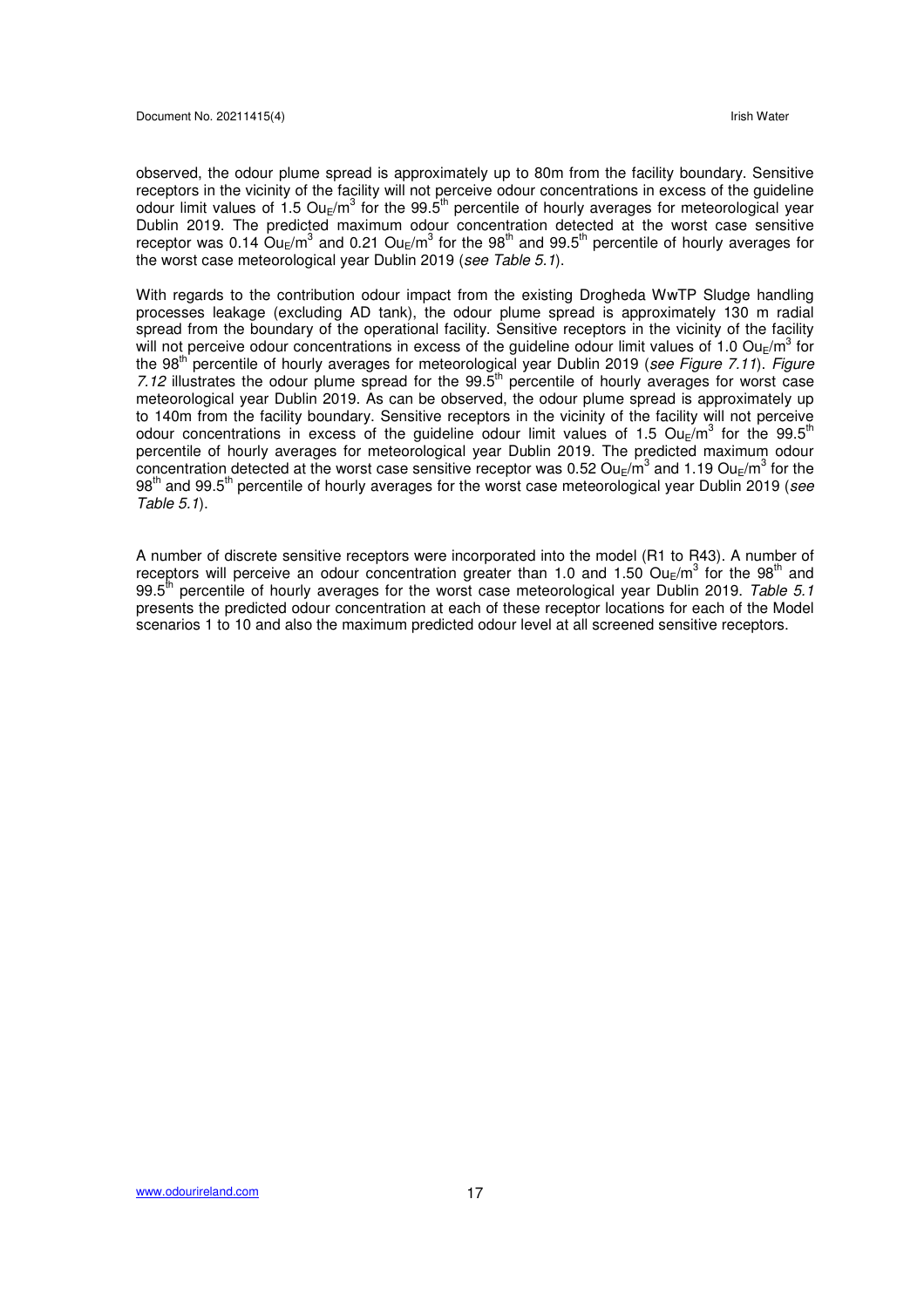observed, the odour plume spread is approximately up to 80m from the facility boundary. Sensitive receptors in the vicinity of the facility will not perceive odour concentrations in excess of the guideline odour limit values of 1.5 $Ou_E/m^3$ for the 99.5$^{th}$ percentile of hourly averages for meteorological year Dublin 2019. The predicted maximum odour concentration detected at the worst case sensitive receptor was 0.14 $Ou_E/m^3$ and 0.21 $Ou_E/m^3$ for the 98$^{th}$ and 99.5$^{th}$ percentile of hourly averages for the worst case meteorological year Dublin 2019 (*see Table 5.1*).

With regards to the contribution odour impact from the existing Drogheda WwTP Sludge handling processes leakage (excluding AD tank), the odour plume spread is approximately 130 m radial spread from the boundary of the operational facility. Sensitive receptors in the vicinity of the facility will not perceive odour concentrations in excess of the guideline odour limit values of 1.0 $Ou_E/m^3$ for the 98$^{th}$ percentile of hourly averages for meteorological year Dublin 2019 (*see Figure 7.11*). *Figure 7.12* illustrates the odour plume spread for the 99.5$^{th}$ percentile of hourly averages for worst case meteorological year Dublin 2019. As can be observed, the odour plume spread is approximately up to 140m from the facility boundary. Sensitive receptors in the vicinity of the facility will not perceive odour concentrations in excess of the guideline odour limit values of 1.5 $Ou_E/m^3$ for the 99.5$^{th}$ percentile of hourly averages for meteorological year Dublin 2019. The predicted maximum odour concentration detected at the worst case sensitive receptor was 0.52 $Ou_E/m^3$ and 1.19 $Ou_E/m^3$ for the 98$^{th}$ and 99.5$^{th}$ percentile of hourly averages for the worst case meteorological year Dublin 2019 (*see Table 5.1*).

A number of discrete sensitive receptors were incorporated into the model (R1 to R43). A number of receptors will perceive an odour concentration greater than 1.0 and 1.50 $Ou_E/m^3$ for the 98$^{th}$ and 99.5$^{th}$ percentile of hourly averages for the worst case meteorological year Dublin 2019. *Table 5.1* presents the predicted odour concentration at each of these receptor locations for each of the Model scenarios 1 to 10 and also the maximum predicted odour level at all screened sensitive receptors.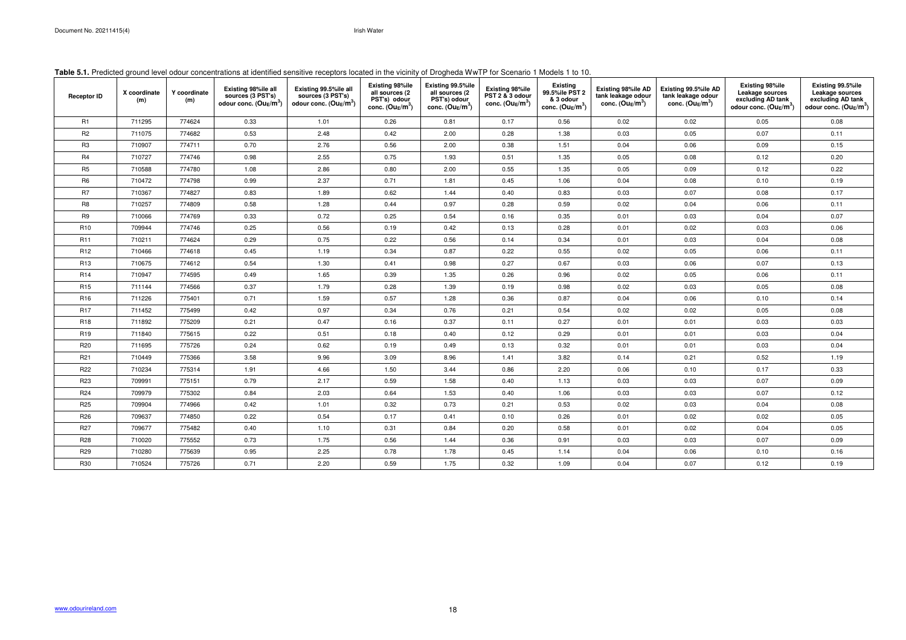**Table 5.1.** Predicted ground level odour concentrations at identified sensitive receptors located in the vicinity of Drogheda WwTP for Scenario 1 Models 1 to 10.

| Receptor ID | X coordinate (m) | Y coordinate (m) | Existing 98%ile all sources (3 PST's) odour conc. ($Ou_E/m^3$) | Existing 99.5%ile all sources (3 PST's) odour conc. ($Ou_E/m^3$) | Existing 98%ile all sources (2 PST's) odour conc. ($Ou_E/m^3$) | Existing 99.5%ile all sources (2 PST's) odour conc. ($Ou_E/m^3$) | Existing 98%ile PST 2 & 3 odour conc. ($Ou_E/m^3$) | Existing 99.5%ile PST 2 & 3 odour conc. ($Ou_E/m^3$) | Existing 98%ile AD tank leakage odour conc. ($Ou_E/m^3$) | Existing 99.5%ile AD tank leakage odour conc. ($Ou_E/m^3$) | Existing 98%ile Leakage sources excluding AD tank odour conc. ($Ou_E/m^3$) | Existing 99.5%ile Leakage sources excluding AD tank odour conc. ($Ou_E/m^3$) |
|---|---|---|---|---|---|---|---|---|---|---|---|---|
| R1 | 711295 | 774624 | 0.33 | 1.01 | 0.26 | 0.81 | 0.17 | 0.56 | 0.02 | 0.02 | 0.05 | 0.08 |
| R2 | 711075 | 774682 | 0.53 | 2.48 | 0.42 | 2.00 | 0.28 | 1.38 | 0.03 | 0.05 | 0.07 | 0.11 |
| R3 | 710907 | 774711 | 0.70 | 2.76 | 0.56 | 2.00 | 0.38 | 1.51 | 0.04 | 0.06 | 0.09 | 0.15 |
| R4 | 710727 | 774746 | 0.98 | 2.55 | 0.75 | 1.93 | 0.51 | 1.35 | 0.05 | 0.08 | 0.12 | 0.20 |
| R5 | 710588 | 774780 | 1.08 | 2.86 | 0.80 | 2.00 | 0.55 | 1.35 | 0.05 | 0.09 | 0.12 | 0.22 |
| R6 | 710472 | 774798 | 0.99 | 2.37 | 0.71 | 1.81 | 0.45 | 1.06 | 0.04 | 0.08 | 0.10 | 0.19 |
| R7 | 710367 | 774827 | 0.83 | 1.89 | 0.62 | 1.44 | 0.40 | 0.83 | 0.03 | 0.07 | 0.08 | 0.17 |
| R8 | 710257 | 774809 | 0.58 | 1.28 | 0.44 | 0.97 | 0.28 | 0.59 | 0.02 | 0.04 | 0.06 | 0.11 |
| R9 | 710066 | 774769 | 0.33 | 0.72 | 0.25 | 0.54 | 0.16 | 0.35 | 0.01 | 0.03 | 0.04 | 0.07 |
| R10 | 709944 | 774746 | 0.25 | 0.56 | 0.19 | 0.42 | 0.13 | 0.28 | 0.01 | 0.02 | 0.03 | 0.06 |
| R11 | 710211 | 774624 | 0.29 | 0.75 | 0.22 | 0.56 | 0.14 | 0.34 | 0.01 | 0.03 | 0.04 | 0.08 |
| R12 | 710466 | 774618 | 0.45 | 1.19 | 0.34 | 0.87 | 0.22 | 0.55 | 0.02 | 0.05 | 0.06 | 0.11 |
| R13 | 710675 | 774612 | 0.54 | 1.30 | 0.41 | 0.98 | 0.27 | 0.67 | 0.03 | 0.06 | 0.07 | 0.13 |
| R14 | 710947 | 774595 | 0.49 | 1.65 | 0.39 | 1.35 | 0.26 | 0.96 | 0.02 | 0.05 | 0.06 | 0.11 |
| R15 | 711144 | 774566 | 0.37 | 1.79 | 0.28 | 1.39 | 0.19 | 0.98 | 0.02 | 0.03 | 0.05 | 0.08 |
| R16 | 711226 | 775401 | 0.71 | 1.59 | 0.57 | 1.28 | 0.36 | 0.87 | 0.04 | 0.06 | 0.10 | 0.14 |
| R17 | 711452 | 775499 | 0.42 | 0.97 | 0.34 | 0.76 | 0.21 | 0.54 | 0.02 | 0.02 | 0.05 | 0.08 |
| R18 | 711892 | 775209 | 0.21 | 0.47 | 0.16 | 0.37 | 0.11 | 0.27 | 0.01 | 0.01 | 0.03 | 0.03 |
| R19 | 711840 | 775615 | 0.22 | 0.51 | 0.18 | 0.40 | 0.12 | 0.29 | 0.01 | 0.01 | 0.03 | 0.04 |
| R20 | 711695 | 775726 | 0.24 | 0.62 | 0.19 | 0.49 | 0.13 | 0.32 | 0.01 | 0.01 | 0.03 | 0.04 |
| R21 | 710449 | 775366 | 3.58 | 9.96 | 3.09 | 8.96 | 1.41 | 3.82 | 0.14 | 0.21 | 0.52 | 1.19 |
| R22 | 710234 | 775314 | 1.91 | 4.66 | 1.50 | 3.44 | 0.86 | 2.20 | 0.06 | 0.10 | 0.17 | 0.33 |
| R23 | 709991 | 775151 | 0.79 | 2.17 | 0.59 | 1.58 | 0.40 | 1.13 | 0.03 | 0.03 | 0.07 | 0.09 |
| R24 | 709979 | 775302 | 0.84 | 2.03 | 0.64 | 1.53 | 0.40 | 1.06 | 0.03 | 0.03 | 0.07 | 0.12 |
| R25 | 709904 | 774966 | 0.42 | 1.01 | 0.32 | 0.73 | 0.21 | 0.53 | 0.02 | 0.03 | 0.04 | 0.08 |
| R26 | 709637 | 774850 | 0.22 | 0.54 | 0.17 | 0.41 | 0.10 | 0.26 | 0.01 | 0.02 | 0.02 | 0.05 |
| R27 | 709677 | 775482 | 0.40 | 1.10 | 0.31 | 0.84 | 0.20 | 0.58 | 0.01 | 0.02 | 0.04 | 0.05 |
| R28 | 710020 | 775552 | 0.73 | 1.75 | 0.56 | 1.44 | 0.36 | 0.91 | 0.03 | 0.03 | 0.07 | 0.09 |
| R29 | 710280 | 775639 | 0.95 | 2.25 | 0.78 | 1.78 | 0.45 | 1.14 | 0.04 | 0.06 | 0.10 | 0.16 |
| R30 | 710524 | 775726 | 0.71 | 2.20 | 0.59 | 1.75 | 0.32 | 1.09 | 0.04 | 0.07 | 0.12 | 0.19 |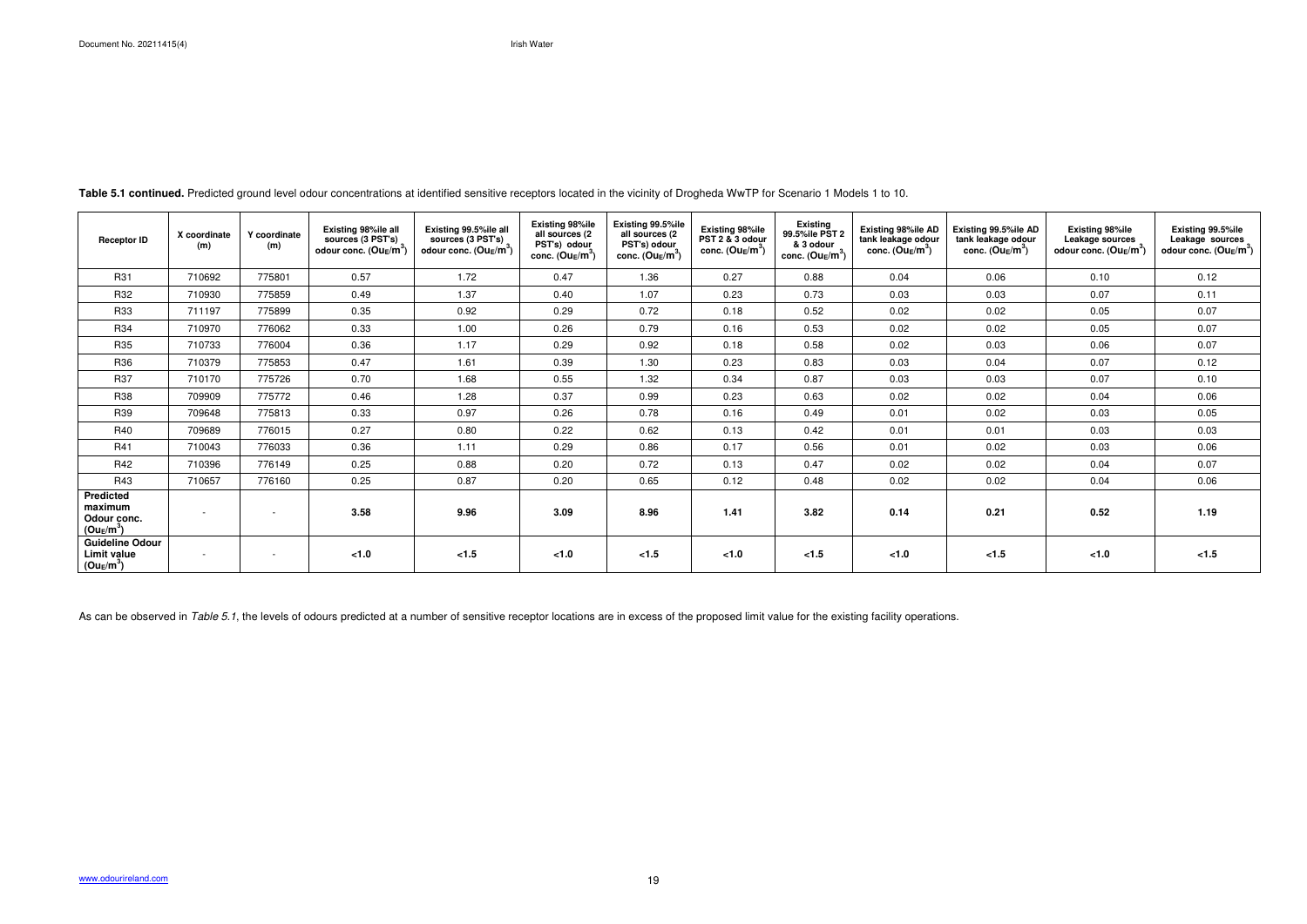**Table 5.1 continued.** Predicted ground level odour concentrations at identified sensitive receptors located in the vicinity of Drogheda WwTP for Scenario 1 Models 1 to 10.

| Receptor ID | X coordinate (m) | Y coordinate (m) | Existing 98%ile all sources (3 PST's) odour conc. ($Ou_E/m^3$) | Existing 99.5%ile all sources (3 PST's) odour conc. ($Ou_E/m^3$) | Existing 98%ile all sources (2 PST's) odour conc. ($Ou_E/m^3$) | Existing 99.5%ile all sources (2 PST's) odour conc. ($Ou_E/m^3$) | Existing 98%ile PST 2 & 3 odour conc. ($Ou_E/m^3$) | Existing 99.5%ile PST 2 & 3 odour conc. ($Ou_E/m^3$) | Existing 98%ile AD tank leakage odour conc. ($Ou_E/m^3$) | Existing 99.5%ile AD tank leakage odour conc. ($Ou_E/m^3$) | Existing 98%ile Leakage sources odour conc. ($Ou_E/m^3$) | Existing 99.5%ile Leakage sources odour conc. ($Ou_E/m^3$) |
|---|---|---|---|---|---|---|---|---|---|---|---|---|
| R31 | 710692 | 775801 | 0.57 | 1.72 | 0.47 | 1.36 | 0.27 | 0.88 | 0.04 | 0.06 | 0.10 | 0.12 |
| R32 | 710930 | 775859 | 0.49 | 1.37 | 0.40 | 1.07 | 0.23 | 0.73 | 0.03 | 0.03 | 0.07 | 0.11 |
| R33 | 711197 | 775899 | 0.35 | 0.92 | 0.29 | 0.72 | 0.18 | 0.52 | 0.02 | 0.02 | 0.05 | 0.07 |
| R34 | 710970 | 776062 | 0.33 | 1.00 | 0.26 | 0.79 | 0.16 | 0.53 | 0.02 | 0.02 | 0.05 | 0.07 |
| R35 | 710733 | 776004 | 0.36 | 1.17 | 0.29 | 0.92 | 0.18 | 0.58 | 0.02 | 0.03 | 0.06 | 0.07 |
| R36 | 710379 | 775853 | 0.47 | 1.61 | 0.39 | 1.30 | 0.23 | 0.83 | 0.03 | 0.04 | 0.07 | 0.12 |
| R37 | 710170 | 775726 | 0.70 | 1.68 | 0.55 | 1.32 | 0.34 | 0.87 | 0.03 | 0.03 | 0.07 | 0.10 |
| R38 | 709909 | 775772 | 0.46 | 1.28 | 0.37 | 0.99 | 0.23 | 0.63 | 0.02 | 0.02 | 0.04 | 0.06 |
| R39 | 709648 | 775813 | 0.33 | 0.97 | 0.26 | 0.78 | 0.16 | 0.49 | 0.01 | 0.02 | 0.03 | 0.05 |
| R40 | 709689 | 776015 | 0.27 | 0.80 | 0.22 | 0.62 | 0.13 | 0.42 | 0.01 | 0.01 | 0.03 | 0.03 |
| R41 | 710043 | 776033 | 0.36 | 1.11 | 0.29 | 0.86 | 0.17 | 0.56 | 0.01 | 0.02 | 0.03 | 0.06 |
| R42 | 710396 | 776149 | 0.25 | 0.88 | 0.20 | 0.72 | 0.13 | 0.47 | 0.02 | 0.02 | 0.04 | 0.07 |
| R43 | 710657 | 776160 | 0.25 | 0.87 | 0.20 | 0.65 | 0.12 | 0.48 | 0.02 | 0.02 | 0.04 | 0.06 |
| **Predicted maximum Odour conc. ($Ou_E/m^3$)** | - | - | **3.58** | **9.96** | **3.09** | **8.96** | **1.41** | **3.82** | **0.14** | **0.21** | **0.52** | **1.19** |
| **Guideline Odour Limit value ($Ou_E/m^3$)** | - | - | **<1.0** | **<1.5** | **<1.0** | **<1.5** | **<1.0** | **<1.5** | **<1.0** | **<1.5** | **<1.0** | **<1.5** |

As can be observed in *Table 5.1*, the levels of odours predicted at a number of sensitive receptor locations are in excess of the proposed limit value for the existing facility operations.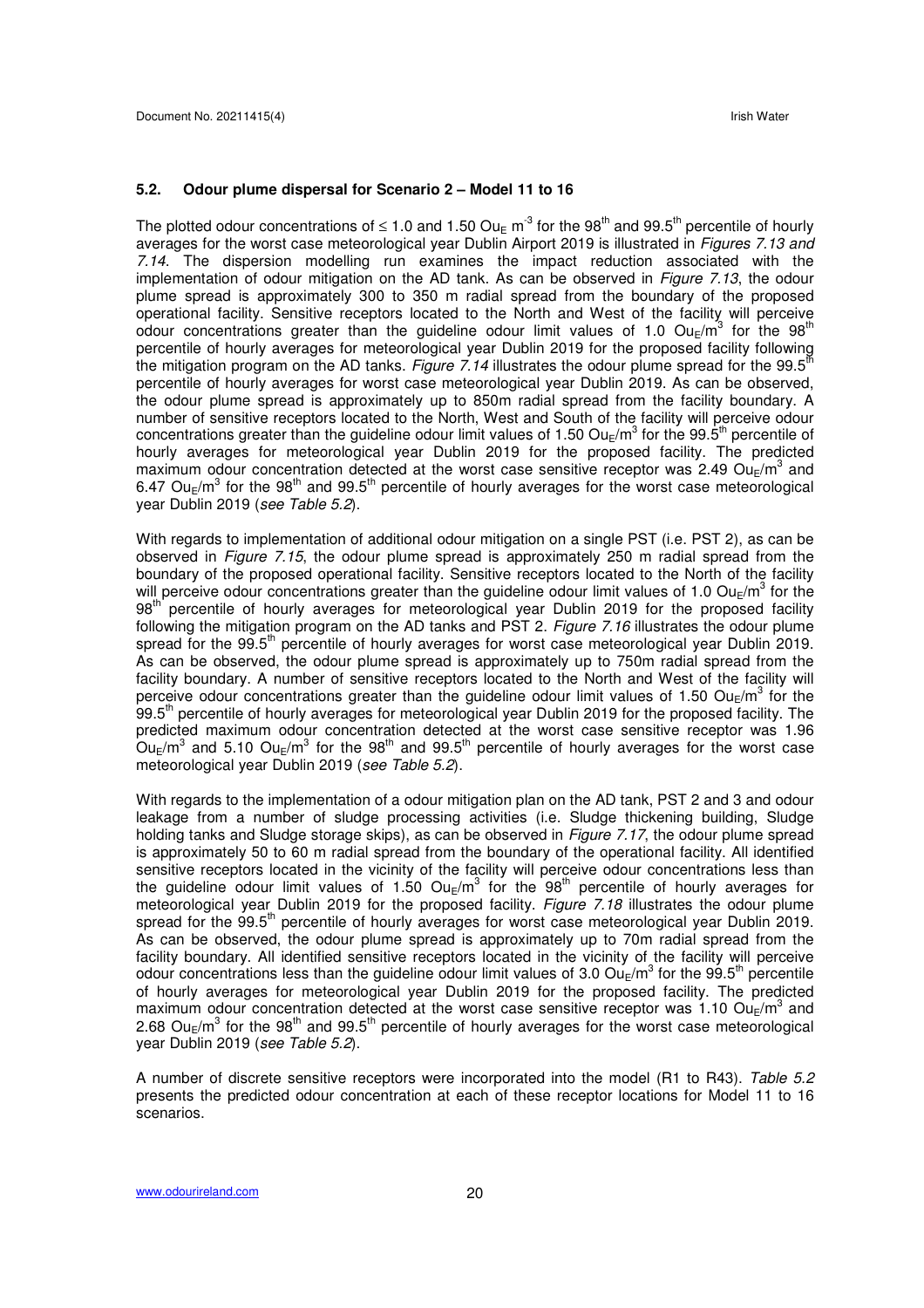## 5.2. Odour plume dispersal for Scenario 2 – Model 11 to 16

The plotted odour concentrations of ≤ 1.0 and 1.50 $Ou_E$ $m^{-3}$ for the 98th and 99.5th percentile of hourly averages for the worst case meteorological year Dublin Airport 2019 is illustrated in *Figures 7.13 and 7.14*. The dispersion modelling run examines the impact reduction associated with the implementation of odour mitigation on the AD tank. As can be observed in *Figure 7.13*, the odour plume spread is approximately 300 to 350 m radial spread from the boundary of the proposed operational facility. Sensitive receptors located to the North and West of the facility will perceive odour concentrations greater than the guideline odour limit values of 1.0 $Ou_E/m^3$ for the 98th percentile of hourly averages for meteorological year Dublin 2019 for the proposed facility following the mitigation program on the AD tanks. *Figure 7.14* illustrates the odour plume spread for the 99.5th percentile of hourly averages for worst case meteorological year Dublin 2019. As can be observed, the odour plume spread is approximately up to 850m radial spread from the facility boundary. A number of sensitive receptors located to the North, West and South of the facility will perceive odour concentrations greater than the guideline odour limit values of 1.50 $Ou_E/m^3$ for the 99.5th percentile of hourly averages for meteorological year Dublin 2019 for the proposed facility. The predicted maximum odour concentration detected at the worst case sensitive receptor was 2.49 $Ou_E/m^3$ and 6.47 $Ou_E/m^3$ for the 98th and 99.5th percentile of hourly averages for the worst case meteorological year Dublin 2019 (*see Table 5.2*).

With regards to implementation of additional odour mitigation on a single PST (i.e. PST 2), as can be observed in *Figure 7.15*, the odour plume spread is approximately 250 m radial spread from the boundary of the proposed operational facility. Sensitive receptors located to the North of the facility will perceive odour concentrations greater than the guideline odour limit values of 1.0 $Ou_E/m^3$ for the 98th percentile of hourly averages for meteorological year Dublin 2019 for the proposed facility following the mitigation program on the AD tanks and PST 2. *Figure 7.16* illustrates the odour plume spread for the 99.5th percentile of hourly averages for worst case meteorological year Dublin 2019. As can be observed, the odour plume spread is approximately up to 750m radial spread from the facility boundary. A number of sensitive receptors located to the North and West of the facility will perceive odour concentrations greater than the guideline odour limit values of 1.50 $Ou_E/m^3$ for the 99.5th percentile of hourly averages for meteorological year Dublin 2019 for the proposed facility. The predicted maximum odour concentration detected at the worst case sensitive receptor was 1.96 $Ou_E/m^3$ and 5.10 $Ou_E/m^3$ for the 98th and 99.5th percentile of hourly averages for the worst case meteorological year Dublin 2019 (*see Table 5.2*).

With regards to the implementation of a odour mitigation plan on the AD tank, PST 2 and 3 and odour leakage from a number of sludge processing activities (i.e. Sludge thickening building, Sludge holding tanks and Sludge storage skips), as can be observed in *Figure 7.17*, the odour plume spread is approximately 50 to 60 m radial spread from the boundary of the operational facility. All identified sensitive receptors located in the vicinity of the facility will perceive odour concentrations less than the guideline odour limit values of 1.50 $Ou_E/m^3$ for the 98th percentile of hourly averages for meteorological year Dublin 2019 for the proposed facility. *Figure 7.18* illustrates the odour plume spread for the 99.5th percentile of hourly averages for worst case meteorological year Dublin 2019. As can be observed, the odour plume spread is approximately up to 70m radial spread from the facility boundary. All identified sensitive receptors located in the vicinity of the facility will perceive odour concentrations less than the guideline odour limit values of 3.0 $Ou_E/m^3$ for the 99.5th percentile of hourly averages for meteorological year Dublin 2019 for the proposed facility. The predicted maximum odour concentration detected at the worst case sensitive receptor was 1.10 $Ou_E/m^3$ and 2.68 $Ou_E/m^3$ for the 98th and 99.5th percentile of hourly averages for the worst case meteorological year Dublin 2019 (*see Table 5.2*).

A number of discrete sensitive receptors were incorporated into the model (R1 to R43). *Table 5.2* presents the predicted odour concentration at each of these receptor locations for Model 11 to 16 scenarios.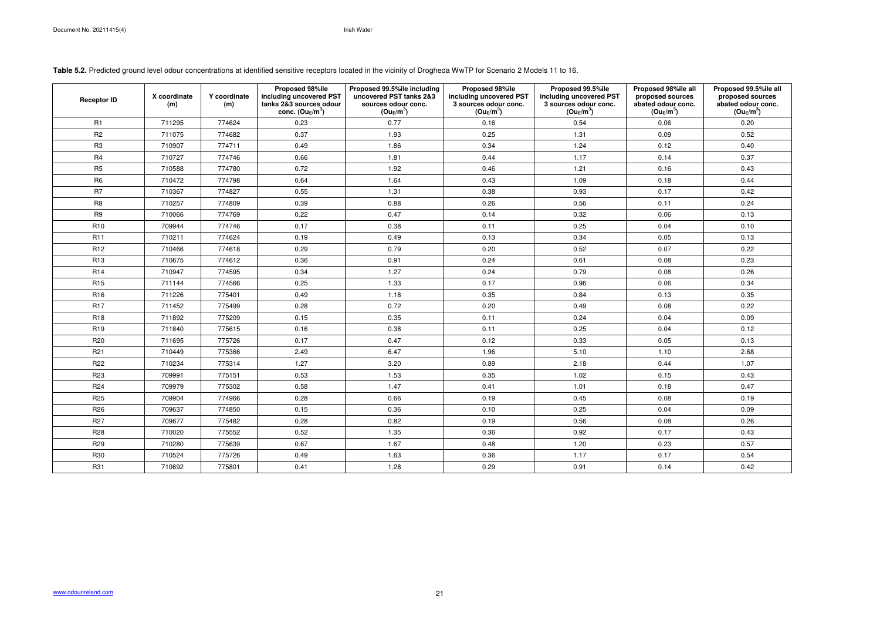**Table 5.2.** Predicted ground level odour concentrations at identified sensitive receptors located in the vicinity of Drogheda WwTP for Scenario 2 Models 11 to 16.

| Receptor ID | X coordinate (m) | Y coordinate (m) | Proposed 98%ile including uncovered PST tanks 2&3 sources odour conc. ($Ou_E/m^3$) | Proposed 99.5%ile including uncovered PST tanks 2&3 sources odour conc. ($Ou_E/m^3$) | Proposed 98%ile including uncovered PST 3 sources odour conc. ($Ou_E/m^3$) | Proposed 99.5%ile including uncovered PST 3 sources odour conc. ($Ou_E/m^3$) | Proposed 98%ile all proposed sources abated odour conc. ($Ou_E/m^3$) | Proposed 99.5%ile all proposed sources abated odour conc. ($Ou_E/m^3$) |
|---|---|---|---|---|---|---|---|---|
| R1 | 711295 | 774624 | 0.23 | 0.77 | 0.16 | 0.54 | 0.06 | 0.20 |
| R2 | 711075 | 774682 | 0.37 | 1.93 | 0.25 | 1.31 | 0.09 | 0.52 |
| R3 | 710907 | 774711 | 0.49 | 1.86 | 0.34 | 1.24 | 0.12 | 0.40 |
| R4 | 710727 | 774746 | 0.66 | 1.81 | 0.44 | 1.17 | 0.14 | 0.37 |
| R5 | 710588 | 774780 | 0.72 | 1.92 | 0.46 | 1.21 | 0.16 | 0.43 |
| R6 | 710472 | 774798 | 0.64 | 1.64 | 0.43 | 1.09 | 0.18 | 0.44 |
| R7 | 710367 | 774827 | 0.55 | 1.31 | 0.38 | 0.93 | 0.17 | 0.42 |
| R8 | 710257 | 774809 | 0.39 | 0.88 | 0.26 | 0.56 | 0.11 | 0.24 |
| R9 | 710066 | 774769 | 0.22 | 0.47 | 0.14 | 0.32 | 0.06 | 0.13 |
| R10 | 709944 | 774746 | 0.17 | 0.38 | 0.11 | 0.25 | 0.04 | 0.10 |
| R11 | 710211 | 774624 | 0.19 | 0.49 | 0.13 | 0.34 | 0.05 | 0.13 |
| R12 | 710466 | 774618 | 0.29 | 0.79 | 0.20 | 0.52 | 0.07 | 0.22 |
| R13 | 710675 | 774612 | 0.36 | 0.91 | 0.24 | 0.61 | 0.08 | 0.23 |
| R14 | 710947 | 774595 | 0.34 | 1.27 | 0.24 | 0.79 | 0.08 | 0.26 |
| R15 | 711144 | 774566 | 0.25 | 1.33 | 0.17 | 0.96 | 0.06 | 0.34 |
| R16 | 711226 | 775401 | 0.49 | 1.18 | 0.35 | 0.84 | 0.13 | 0.35 |
| R17 | 711452 | 775499 | 0.28 | 0.72 | 0.20 | 0.49 | 0.08 | 0.22 |
| R18 | 711892 | 775209 | 0.15 | 0.35 | 0.11 | 0.24 | 0.04 | 0.09 |
| R19 | 711840 | 775615 | 0.16 | 0.38 | 0.11 | 0.25 | 0.04 | 0.12 |
| R20 | 711695 | 775726 | 0.17 | 0.47 | 0.12 | 0.33 | 0.05 | 0.13 |
| R21 | 710449 | 775366 | 2.49 | 6.47 | 1.96 | 5.10 | 1.10 | 2.68 |
| R22 | 710234 | 775314 | 1.27 | 3.20 | 0.89 | 2.18 | 0.44 | 1.07 |
| R23 | 709991 | 775151 | 0.53 | 1.53 | 0.35 | 1.02 | 0.15 | 0.43 |
| R24 | 709979 | 775302 | 0.58 | 1.47 | 0.41 | 1.01 | 0.18 | 0.47 |
| R25 | 709904 | 774966 | 0.28 | 0.66 | 0.19 | 0.45 | 0.08 | 0.19 |
| R26 | 709637 | 774850 | 0.15 | 0.36 | 0.10 | 0.25 | 0.04 | 0.09 |
| R27 | 709677 | 775482 | 0.28 | 0.82 | 0.19 | 0.56 | 0.08 | 0.26 |
| R28 | 710020 | 775552 | 0.52 | 1.35 | 0.36 | 0.92 | 0.17 | 0.43 |
| R29 | 710280 | 775639 | 0.67 | 1.67 | 0.48 | 1.20 | 0.23 | 0.57 |
| R30 | 710524 | 775726 | 0.49 | 1.63 | 0.36 | 1.17 | 0.17 | 0.54 |
| R31 | 710692 | 775801 | 0.41 | 1.28 | 0.29 | 0.91 | 0.14 | 0.42 |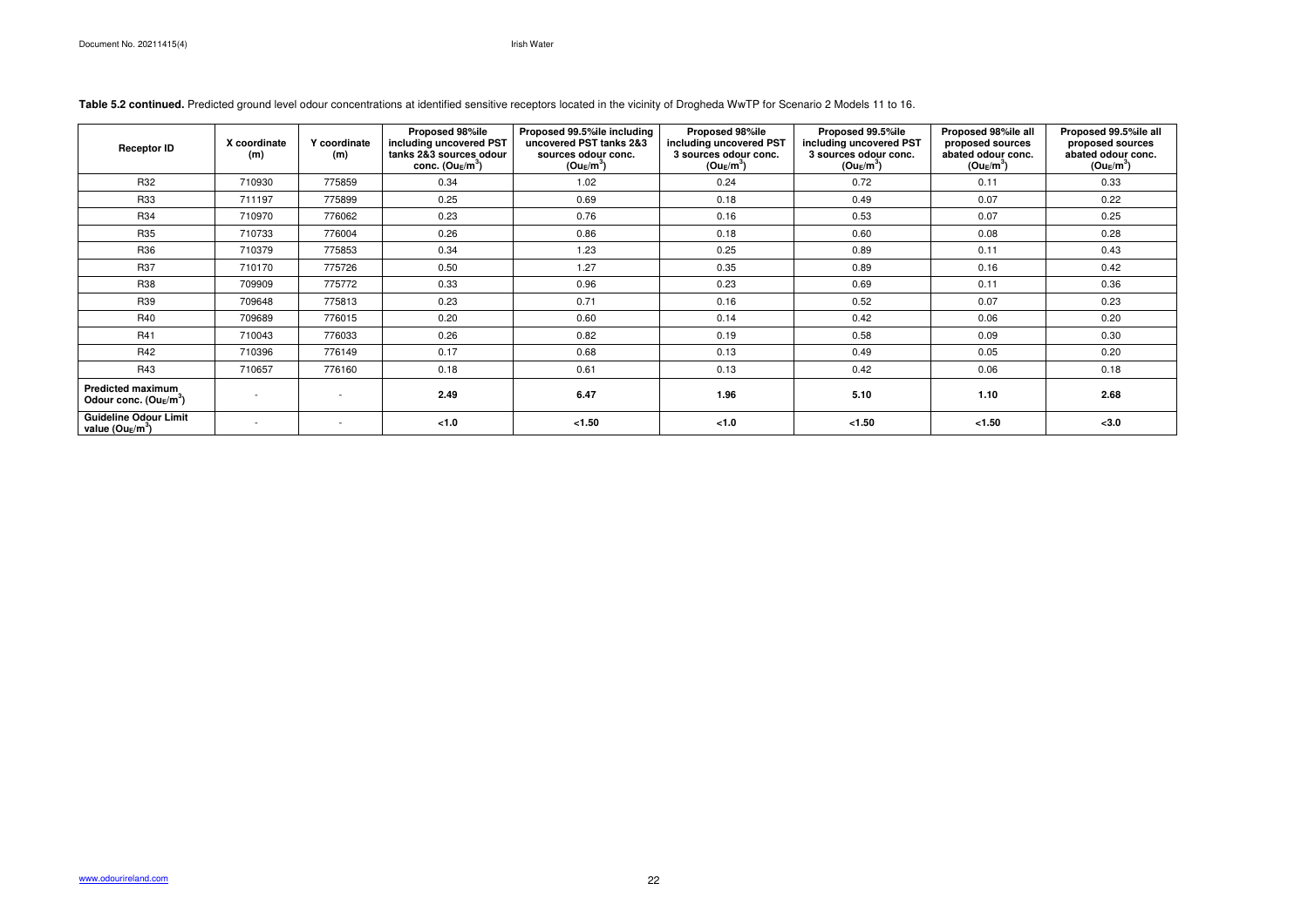**Table 5.2 continued.** Predicted ground level odour concentrations at identified sensitive receptors located in the vicinity of Drogheda WwTP for Scenario 2 Models 11 to 16.

| Receptor ID | X coordinate (m) | Y coordinate (m) | Proposed 98%ile including uncovered PST tanks 2&3 sources odour conc. ($Ou_E/m^3$) | Proposed 99.5%ile including uncovered PST tanks 2&3 sources odour conc. ($Ou_E/m^3$) | Proposed 98%ile including uncovered PST 3 sources odour conc. ($Ou_E/m^3$) | Proposed 99.5%ile including uncovered PST 3 sources odour conc. ($Ou_E/m^3$) | Proposed 98%ile all proposed sources abated odour conc. ($Ou_E/m^3$) | Proposed 99.5%ile all proposed sources abated odour conc. ($Ou_E/m^3$) |
|---|---|---|---|---|---|---|---|---|
| R32 | 710930 | 775859 | 0.34 | 1.02 | 0.24 | 0.72 | 0.11 | 0.33 |
| R33 | 711197 | 775899 | 0.25 | 0.69 | 0.18 | 0.49 | 0.07 | 0.22 |
| R34 | 710970 | 776062 | 0.23 | 0.76 | 0.16 | 0.53 | 0.07 | 0.25 |
| R35 | 710733 | 776004 | 0.26 | 0.86 | 0.18 | 0.60 | 0.08 | 0.28 |
| R36 | 710379 | 775853 | 0.34 | 1.23 | 0.25 | 0.89 | 0.11 | 0.43 |
| R37 | 710170 | 775726 | 0.50 | 1.27 | 0.35 | 0.89 | 0.16 | 0.42 |
| R38 | 709909 | 775772 | 0.33 | 0.96 | 0.23 | 0.69 | 0.11 | 0.36 |
| R39 | 709648 | 775813 | 0.23 | 0.71 | 0.16 | 0.52 | 0.07 | 0.23 |
| R40 | 709689 | 776015 | 0.20 | 0.60 | 0.14 | 0.42 | 0.06 | 0.20 |
| R41 | 710043 | 776033 | 0.26 | 0.82 | 0.19 | 0.58 | 0.09 | 0.30 |
| R42 | 710396 | 776149 | 0.17 | 0.68 | 0.13 | 0.49 | 0.05 | 0.20 |
| R43 | 710657 | 776160 | 0.18 | 0.61 | 0.13 | 0.42 | 0.06 | 0.18 |
| **Predicted maximum Odour conc. ($Ou_E/m^3$)** | - | - | **2.49** | **6.47** | **1.96** | **5.10** | **1.10** | **2.68** |
| **Guideline Odour Limit value ($Ou_E/m^3$)** | - | - | **<1.0** | **<1.50** | **<1.0** | **<1.50** | **<1.50** | **<3.0** |